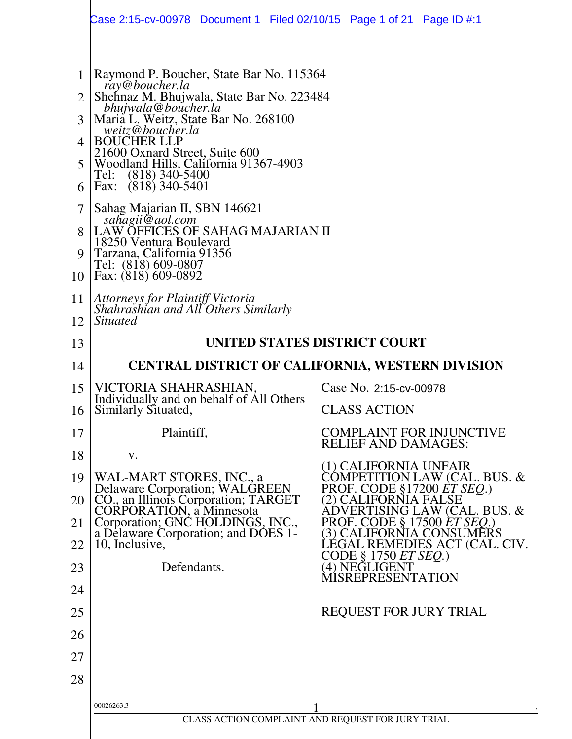Raymond P. Boucher, State Bar No. 115364
*ray@boucher.la*
Shehnaz M. Bhujwala, State Bar No. 223484
*bhujwala@boucher.la*
Maria L. Weitz, State Bar No. 268100
*weitz@boucher.la*
BOUCHER LLP
21600 Oxnard Street, Suite 600
Woodland Hills, California 91367-4903
Tel: (818) 340-5400
Fax: (818) 340-5401

Sahag Majarian II, SBN 146621
*sahagii@aol.com*
LAW OFFICES OF SAHAG MAJARIAN II
18250 Ventura Boulevard
Tarzana, California 91356
Tel: (818) 609-0807
Fax: (818) 609-0892

*Attorneys for Plaintiff Victoria Shahrashian and All Others Similarly Situated*

**UNITED STATES DISTRICT COURT**

**CENTRAL DISTRICT OF CALIFORNIA, WESTERN DIVISION**

VICTORIA SHAHRASHIAN, Individually and on behalf of All Others Similarly Situated,

Plaintiff,

v.

WAL-MART STORES, INC., a Delaware Corporation; WALGREEN CO., an Illinois Corporation; TARGET CORPORATION, a Minnesota Corporation; GNC HOLDINGS, INC., a Delaware Corporation; and DOES 1-10, Inclusive,

Defendants.

Case No. 2:15-cv-00978

CLASS ACTION

COMPLAINT FOR INJUNCTIVE RELIEF AND DAMAGES:

(1) CALIFORNIA UNFAIR COMPETITION LAW (CAL. BUS. & PROF. CODE §17200 *ET SEQ.*)
(2) CALIFORNIA FALSE ADVERTISING LAW (CAL. BUS. & PROF. CODE § 17500 *ET SEQ.*)
(3) CALIFORNIA CONSUMERS LEGAL REMEDIES ACT (CAL. CIV. CODE § 1750 *ET SEQ.*)
(4) NEGLIGENT MISREPRESENTATION

REQUEST FOR JURY TRIAL

00026263.3

CLASS ACTION COMPLAINT AND REQUEST FOR JURY TRIAL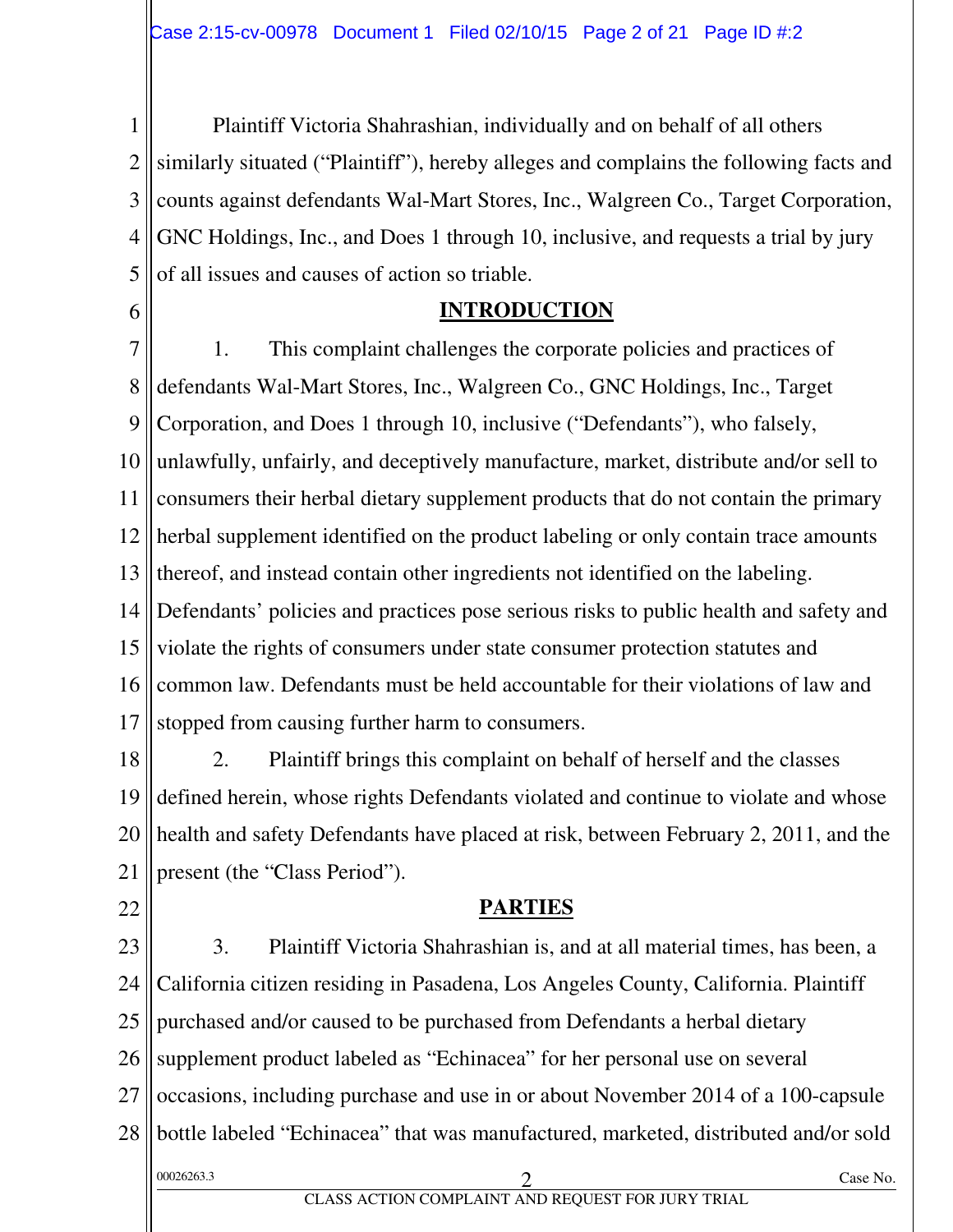Plaintiff Victoria Shahrashian, individually and on behalf of all others similarly situated ("Plaintiff"), hereby alleges and complains the following facts and counts against defendants Wal-Mart Stores, Inc., Walgreen Co., Target Corporation, GNC Holdings, Inc., and Does 1 through 10, inclusive, and requests a trial by jury of all issues and causes of action so triable.

## INTRODUCTION

1. This complaint challenges the corporate policies and practices of defendants Wal-Mart Stores, Inc., Walgreen Co., GNC Holdings, Inc., Target Corporation, and Does 1 through 10, inclusive ("Defendants"), who falsely, unlawfully, unfairly, and deceptively manufacture, market, distribute and/or sell to consumers their herbal dietary supplement products that do not contain the primary herbal supplement identified on the product labeling or only contain trace amounts thereof, and instead contain other ingredients not identified on the labeling. Defendants' policies and practices pose serious risks to public health and safety and violate the rights of consumers under state consumer protection statutes and common law. Defendants must be held accountable for their violations of law and stopped from causing further harm to consumers.

2. Plaintiff brings this complaint on behalf of herself and the classes defined herein, whose rights Defendants violated and continue to violate and whose health and safety Defendants have placed at risk, between February 2, 2011, and the present (the "Class Period").

## PARTIES

3. Plaintiff Victoria Shahrashian is, and at all material times, has been, a California citizen residing in Pasadena, Los Angeles County, California. Plaintiff purchased and/or caused to be purchased from Defendants a herbal dietary supplement product labeled as "Echinacea" for her personal use on several occasions, including purchase and use in or about November 2014 of a 100-capsule bottle labeled "Echinacea" that was manufactured, marketed, distributed and/or sold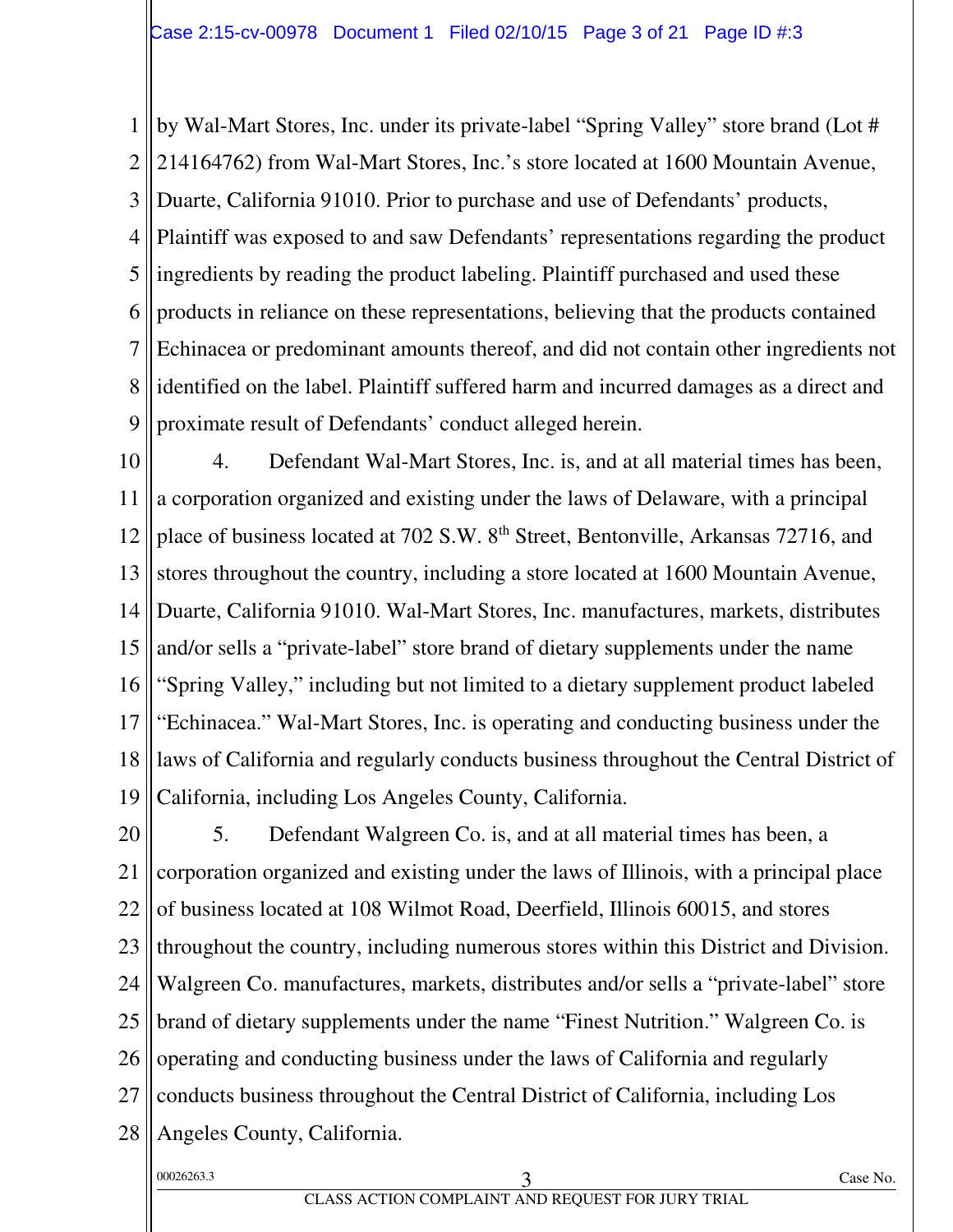by Wal-Mart Stores, Inc. under its private-label "Spring Valley" store brand (Lot # 214164762) from Wal-Mart Stores, Inc.'s store located at 1600 Mountain Avenue, Duarte, California 91010. Prior to purchase and use of Defendants' products, Plaintiff was exposed to and saw Defendants' representations regarding the product ingredients by reading the product labeling. Plaintiff purchased and used these products in reliance on these representations, believing that the products contained Echinacea or predominant amounts thereof, and did not contain other ingredients not identified on the label. Plaintiff suffered harm and incurred damages as a direct and proximate result of Defendants' conduct alleged herein.

4. Defendant Wal-Mart Stores, Inc. is, and at all material times has been, a corporation organized and existing under the laws of Delaware, with a principal place of business located at 702 S.W. 8th Street, Bentonville, Arkansas 72716, and stores throughout the country, including a store located at 1600 Mountain Avenue, Duarte, California 91010. Wal-Mart Stores, Inc. manufactures, markets, distributes and/or sells a "private-label" store brand of dietary supplements under the name "Spring Valley," including but not limited to a dietary supplement product labeled "Echinacea." Wal-Mart Stores, Inc. is operating and conducting business under the laws of California and regularly conducts business throughout the Central District of California, including Los Angeles County, California.

5. Defendant Walgreen Co. is, and at all material times has been, a corporation organized and existing under the laws of Illinois, with a principal place of business located at 108 Wilmot Road, Deerfield, Illinois 60015, and stores throughout the country, including numerous stores within this District and Division. Walgreen Co. manufactures, markets, distributes and/or sells a "private-label" store brand of dietary supplements under the name "Finest Nutrition." Walgreen Co. is operating and conducting business under the laws of California and regularly conducts business throughout the Central District of California, including Los Angeles County, California.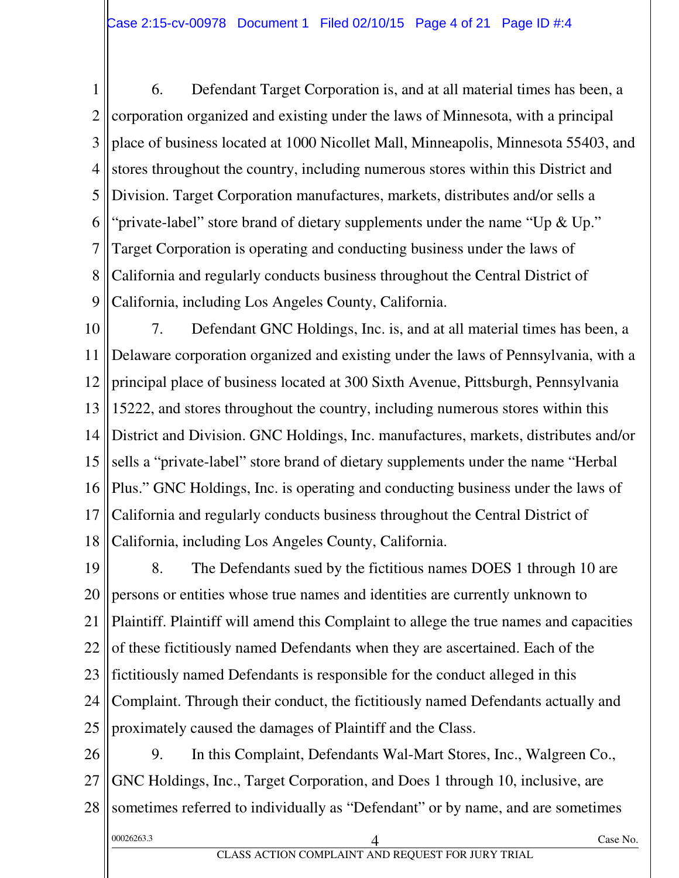6. Defendant Target Corporation is, and at all material times has been, a corporation organized and existing under the laws of Minnesota, with a principal place of business located at 1000 Nicollet Mall, Minneapolis, Minnesota 55403, and stores throughout the country, including numerous stores within this District and Division. Target Corporation manufactures, markets, distributes and/or sells a "private-label" store brand of dietary supplements under the name "Up & Up." Target Corporation is operating and conducting business under the laws of California and regularly conducts business throughout the Central District of California, including Los Angeles County, California.

7. Defendant GNC Holdings, Inc. is, and at all material times has been, a Delaware corporation organized and existing under the laws of Pennsylvania, with a principal place of business located at 300 Sixth Avenue, Pittsburgh, Pennsylvania 15222, and stores throughout the country, including numerous stores within this District and Division. GNC Holdings, Inc. manufactures, markets, distributes and/or sells a "private-label" store brand of dietary supplements under the name "Herbal Plus." GNC Holdings, Inc. is operating and conducting business under the laws of California and regularly conducts business throughout the Central District of California, including Los Angeles County, California.

8. The Defendants sued by the fictitious names DOES 1 through 10 are persons or entities whose true names and identities are currently unknown to Plaintiff. Plaintiff will amend this Complaint to allege the true names and capacities of these fictitiously named Defendants when they are ascertained. Each of the fictitiously named Defendants is responsible for the conduct alleged in this Complaint. Through their conduct, the fictitiously named Defendants actually and proximately caused the damages of Plaintiff and the Class.

9. In this Complaint, Defendants Wal-Mart Stores, Inc., Walgreen Co., GNC Holdings, Inc., Target Corporation, and Does 1 through 10, inclusive, are sometimes referred to individually as "Defendant" or by name, and are sometimes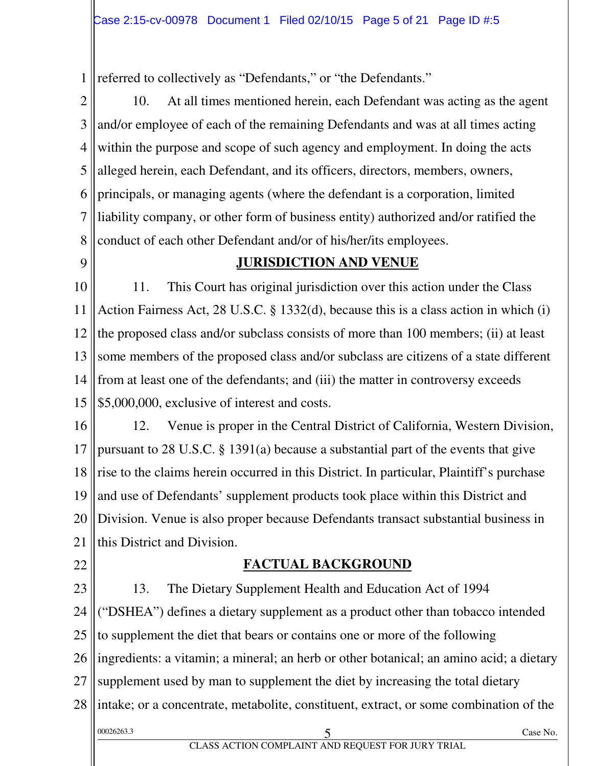referred to collectively as "Defendants," or "the Defendants."

10. At all times mentioned herein, each Defendant was acting as the agent and/or employee of each of the remaining Defendants and was at all times acting within the purpose and scope of such agency and employment. In doing the acts alleged herein, each Defendant, and its officers, directors, members, owners, principals, or managing agents (where the defendant is a corporation, limited liability company, or other form of business entity) authorized and/or ratified the conduct of each other Defendant and/or of his/her/its employees.

## JURISDICTION AND VENUE

11. This Court has original jurisdiction over this action under the Class Action Fairness Act, 28 U.S.C. § 1332(d), because this is a class action in which (i) the proposed class and/or subclass consists of more than 100 members; (ii) at least some members of the proposed class and/or subclass are citizens of a state different from at least one of the defendants; and (iii) the matter in controversy exceeds $5,000,000, exclusive of interest and costs.

12. Venue is proper in the Central District of California, Western Division, pursuant to 28 U.S.C. § 1391(a) because a substantial part of the events that give rise to the claims herein occurred in this District. In particular, Plaintiff's purchase and use of Defendants' supplement products took place within this District and Division. Venue is also proper because Defendants transact substantial business in this District and Division.

## FACTUAL BACKGROUND

13. The Dietary Supplement Health and Education Act of 1994 ("DSHEA") defines a dietary supplement as a product other than tobacco intended to supplement the diet that bears or contains one or more of the following ingredients: a vitamin; a mineral; an herb or other botanical; an amino acid; a dietary supplement used by man to supplement the diet by increasing the total dietary intake; or a concentrate, metabolite, constituent, extract, or some combination of the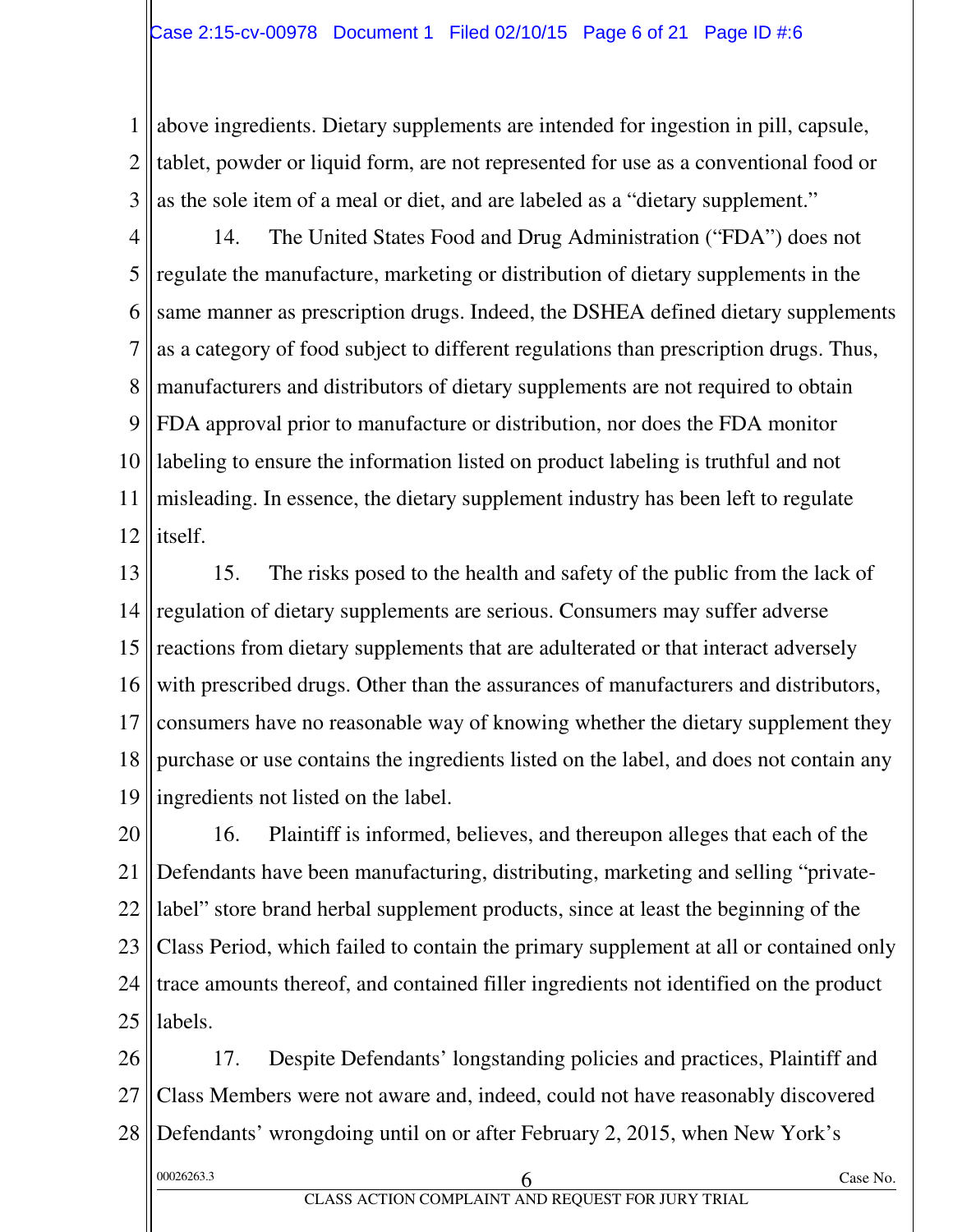above ingredients. Dietary supplements are intended for ingestion in pill, capsule, tablet, powder or liquid form, are not represented for use as a conventional food or as the sole item of a meal or diet, and are labeled as a "dietary supplement."

14. The United States Food and Drug Administration ("FDA") does not regulate the manufacture, marketing or distribution of dietary supplements in the same manner as prescription drugs. Indeed, the DSHEA defined dietary supplements as a category of food subject to different regulations than prescription drugs. Thus, manufacturers and distributors of dietary supplements are not required to obtain FDA approval prior to manufacture or distribution, nor does the FDA monitor labeling to ensure the information listed on product labeling is truthful and not misleading. In essence, the dietary supplement industry has been left to regulate itself.

15. The risks posed to the health and safety of the public from the lack of regulation of dietary supplements are serious. Consumers may suffer adverse reactions from dietary supplements that are adulterated or that interact adversely with prescribed drugs. Other than the assurances of manufacturers and distributors, consumers have no reasonable way of knowing whether the dietary supplement they purchase or use contains the ingredients listed on the label, and does not contain any ingredients not listed on the label.

16. Plaintiff is informed, believes, and thereupon alleges that each of the Defendants have been manufacturing, distributing, marketing and selling "private-label" store brand herbal supplement products, since at least the beginning of the Class Period, which failed to contain the primary supplement at all or contained only trace amounts thereof, and contained filler ingredients not identified on the product labels.

17. Despite Defendants' longstanding policies and practices, Plaintiff and Class Members were not aware and, indeed, could not have reasonably discovered Defendants' wrongdoing until on or after February 2, 2015, when New York's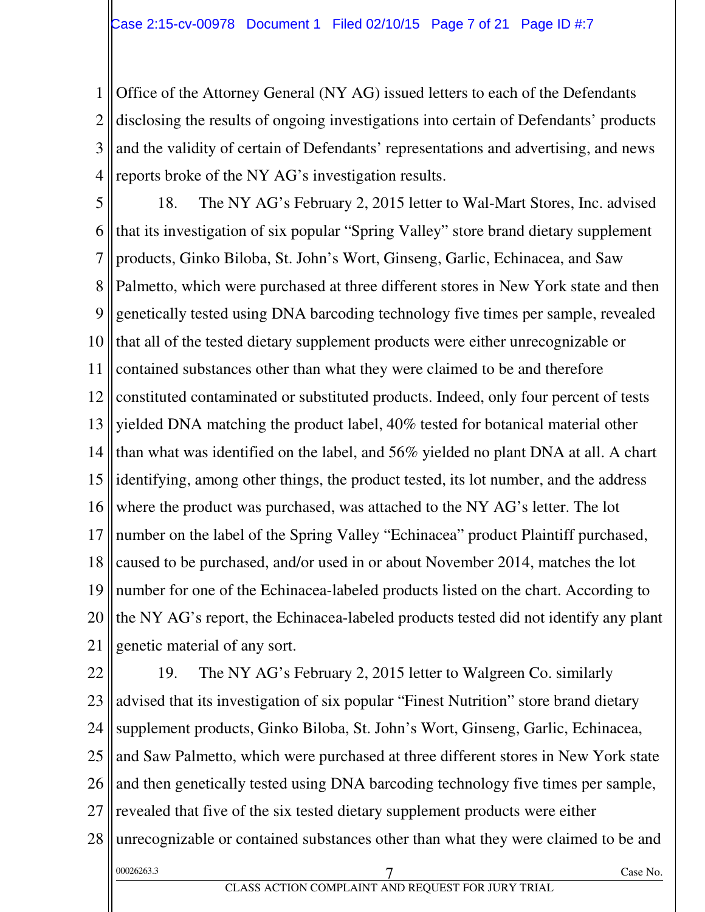Office of the Attorney General (NY AG) issued letters to each of the Defendants disclosing the results of ongoing investigations into certain of Defendants' products and the validity of certain of Defendants' representations and advertising, and news reports broke of the NY AG's investigation results.

18. The NY AG's February 2, 2015 letter to Wal-Mart Stores, Inc. advised that its investigation of six popular "Spring Valley" store brand dietary supplement products, Ginko Biloba, St. John's Wort, Ginseng, Garlic, Echinacea, and Saw Palmetto, which were purchased at three different stores in New York state and then genetically tested using DNA barcoding technology five times per sample, revealed that all of the tested dietary supplement products were either unrecognizable or contained substances other than what they were claimed to be and therefore constituted contaminated or substituted products. Indeed, only four percent of tests yielded DNA matching the product label, 40% tested for botanical material other than what was identified on the label, and 56% yielded no plant DNA at all. A chart identifying, among other things, the product tested, its lot number, and the address where the product was purchased, was attached to the NY AG's letter. The lot number on the label of the Spring Valley "Echinacea" product Plaintiff purchased, caused to be purchased, and/or used in or about November 2014, matches the lot number for one of the Echinacea-labeled products listed on the chart. According to the NY AG's report, the Echinacea-labeled products tested did not identify any plant genetic material of any sort.

19. The NY AG's February 2, 2015 letter to Walgreen Co. similarly advised that its investigation of six popular "Finest Nutrition" store brand dietary supplement products, Ginko Biloba, St. John's Wort, Ginseng, Garlic, Echinacea, and Saw Palmetto, which were purchased at three different stores in New York state and then genetically tested using DNA barcoding technology five times per sample, revealed that five of the six tested dietary supplement products were either unrecognizable or contained substances other than what they were claimed to be and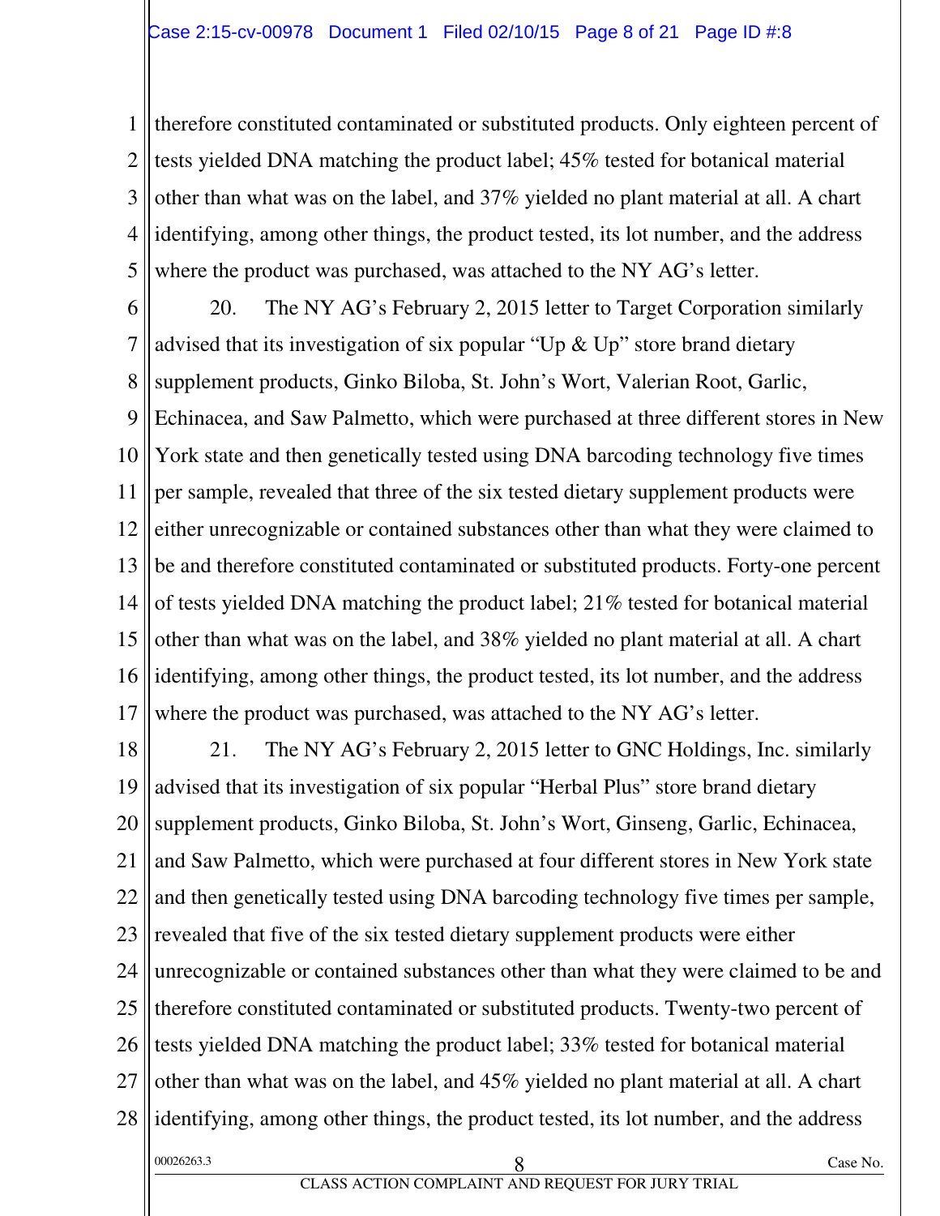therefore constituted contaminated or substituted products. Only eighteen percent of tests yielded DNA matching the product label; 45% tested for botanical material other than what was on the label, and 37% yielded no plant material at all. A chart identifying, among other things, the product tested, its lot number, and the address where the product was purchased, was attached to the NY AG's letter.

20. The NY AG's February 2, 2015 letter to Target Corporation similarly advised that its investigation of six popular "Up & Up" store brand dietary supplement products, Ginko Biloba, St. John's Wort, Valerian Root, Garlic, Echinacea, and Saw Palmetto, which were purchased at three different stores in New York state and then genetically tested using DNA barcoding technology five times per sample, revealed that three of the six tested dietary supplement products were either unrecognizable or contained substances other than what they were claimed to be and therefore constituted contaminated or substituted products. Forty-one percent of tests yielded DNA matching the product label; 21% tested for botanical material other than what was on the label, and 38% yielded no plant material at all. A chart identifying, among other things, the product tested, its lot number, and the address where the product was purchased, was attached to the NY AG's letter.

21. The NY AG's February 2, 2015 letter to GNC Holdings, Inc. similarly advised that its investigation of six popular "Herbal Plus" store brand dietary supplement products, Ginko Biloba, St. John's Wort, Ginseng, Garlic, Echinacea, and Saw Palmetto, which were purchased at four different stores in New York state and then genetically tested using DNA barcoding technology five times per sample, revealed that five of the six tested dietary supplement products were either unrecognizable or contained substances other than what they were claimed to be and therefore constituted contaminated or substituted products. Twenty-two percent of tests yielded DNA matching the product label; 33% tested for botanical material other than what was on the label, and 45% yielded no plant material at all. A chart identifying, among other things, the product tested, its lot number, and the address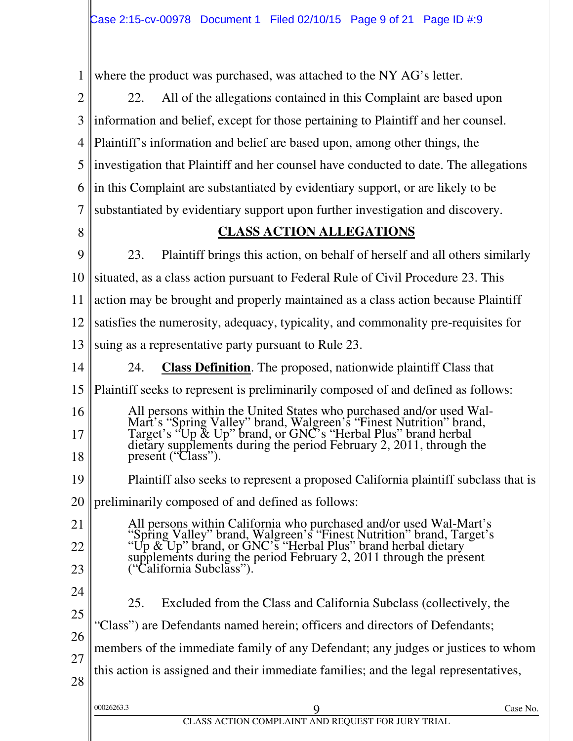where the product was purchased, was attached to the NY AG's letter.

22. All of the allegations contained in this Complaint are based upon information and belief, except for those pertaining to Plaintiff and her counsel. Plaintiff's information and belief are based upon, among other things, the investigation that Plaintiff and her counsel have conducted to date. The allegations in this Complaint are substantiated by evidentiary support, or are likely to be substantiated by evidentiary support upon further investigation and discovery.

## **CLASS ACTION ALLEGATIONS**

23. Plaintiff brings this action, on behalf of herself and all others similarly situated, as a class action pursuant to Federal Rule of Civil Procedure 23. This action may be brought and properly maintained as a class action because Plaintiff satisfies the numerosity, adequacy, typicality, and commonality pre-requisites for suing as a representative party pursuant to Rule 23.

24. **Class Definition**. The proposed, nationwide plaintiff Class that Plaintiff seeks to represent is preliminarily composed of and defined as follows:

> All persons within the United States who purchased and/or used Wal-Mart's "Spring Valley" brand, Walgreen's "Finest Nutrition" brand, Target's "Up & Up" brand, or GNC's "Herbal Plus" brand herbal dietary supplements during the period February 2, 2011, through the present ("Class").

Plaintiff also seeks to represent a proposed California plaintiff subclass that is preliminarily composed of and defined as follows:

> All persons within California who purchased and/or used Wal-Mart's "Spring Valley" brand, Walgreen's "Finest Nutrition" brand, Target's "Up & Up" brand, or GNC's "Herbal Plus" brand herbal dietary supplements during the period February 2, 2011 through the present ("California Subclass").

25. Excluded from the Class and California Subclass (collectively, the "Class") are Defendants named herein; officers and directors of Defendants; members of the immediate family of any Defendant; any judges or justices to whom this action is assigned and their immediate families; and the legal representatives,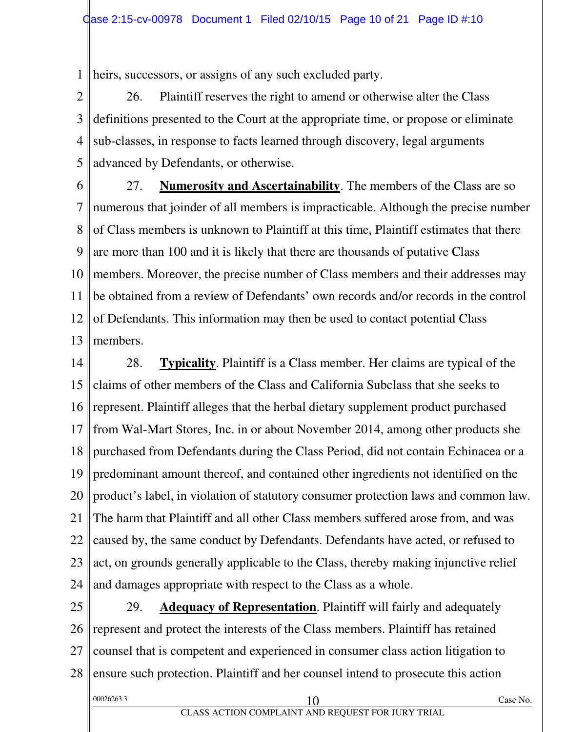heirs, successors, or assigns of any such excluded party.

26. Plaintiff reserves the right to amend or otherwise alter the Class definitions presented to the Court at the appropriate time, or propose or eliminate sub-classes, in response to facts learned through discovery, legal arguments advanced by Defendants, or otherwise.

27. **Numerosity and Ascertainability**. The members of the Class are so numerous that joinder of all members is impracticable. Although the precise number of Class members is unknown to Plaintiff at this time, Plaintiff estimates that there are more than 100 and it is likely that there are thousands of putative Class members. Moreover, the precise number of Class members and their addresses may be obtained from a review of Defendants' own records and/or records in the control of Defendants. This information may then be used to contact potential Class members.

28. **Typicality**. Plaintiff is a Class member. Her claims are typical of the claims of other members of the Class and California Subclass that she seeks to represent. Plaintiff alleges that the herbal dietary supplement product purchased from Wal-Mart Stores, Inc. in or about November 2014, among other products she purchased from Defendants during the Class Period, did not contain Echinacea or a predominant amount thereof, and contained other ingredients not identified on the product's label, in violation of statutory consumer protection laws and common law. The harm that Plaintiff and all other Class members suffered arose from, and was caused by, the same conduct by Defendants. Defendants have acted, or refused to act, on grounds generally applicable to the Class, thereby making injunctive relief and damages appropriate with respect to the Class as a whole.

29. **Adequacy of Representation**. Plaintiff will fairly and adequately represent and protect the interests of the Class members. Plaintiff has retained counsel that is competent and experienced in consumer class action litigation to ensure such protection. Plaintiff and her counsel intend to prosecute this action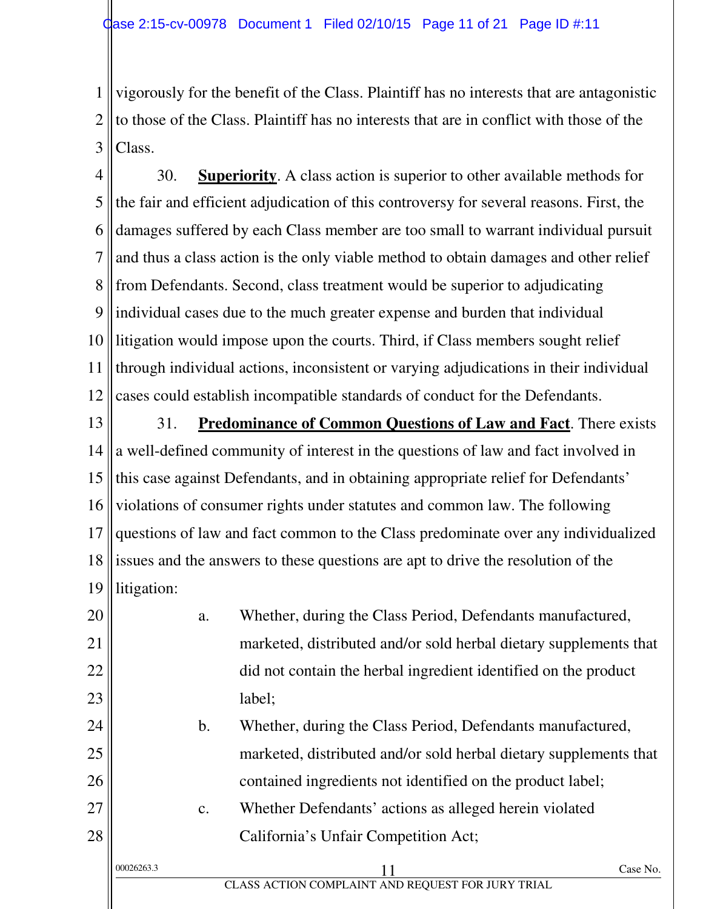vigorously for the benefit of the Class. Plaintiff has no interests that are antagonistic to those of the Class. Plaintiff has no interests that are in conflict with those of the Class.

30. **Superiority**. A class action is superior to other available methods for the fair and efficient adjudication of this controversy for several reasons. First, the damages suffered by each Class member are too small to warrant individual pursuit and thus a class action is the only viable method to obtain damages and other relief from Defendants. Second, class treatment would be superior to adjudicating individual cases due to the much greater expense and burden that individual litigation would impose upon the courts. Third, if Class members sought relief through individual actions, inconsistent or varying adjudications in their individual cases could establish incompatible standards of conduct for the Defendants.

31. **Predominance of Common Questions of Law and Fact**. There exists a well-defined community of interest in the questions of law and fact involved in this case against Defendants, and in obtaining appropriate relief for Defendants' violations of consumer rights under statutes and common law. The following questions of law and fact common to the Class predominate over any individualized issues and the answers to these questions are apt to drive the resolution of the litigation:

a. Whether, during the Class Period, Defendants manufactured, marketed, distributed and/or sold herbal dietary supplements that did not contain the herbal ingredient identified on the product label;

b. Whether, during the Class Period, Defendants manufactured, marketed, distributed and/or sold herbal dietary supplements that contained ingredients not identified on the product label;

c. Whether Defendants' actions as alleged herein violated California's Unfair Competition Act;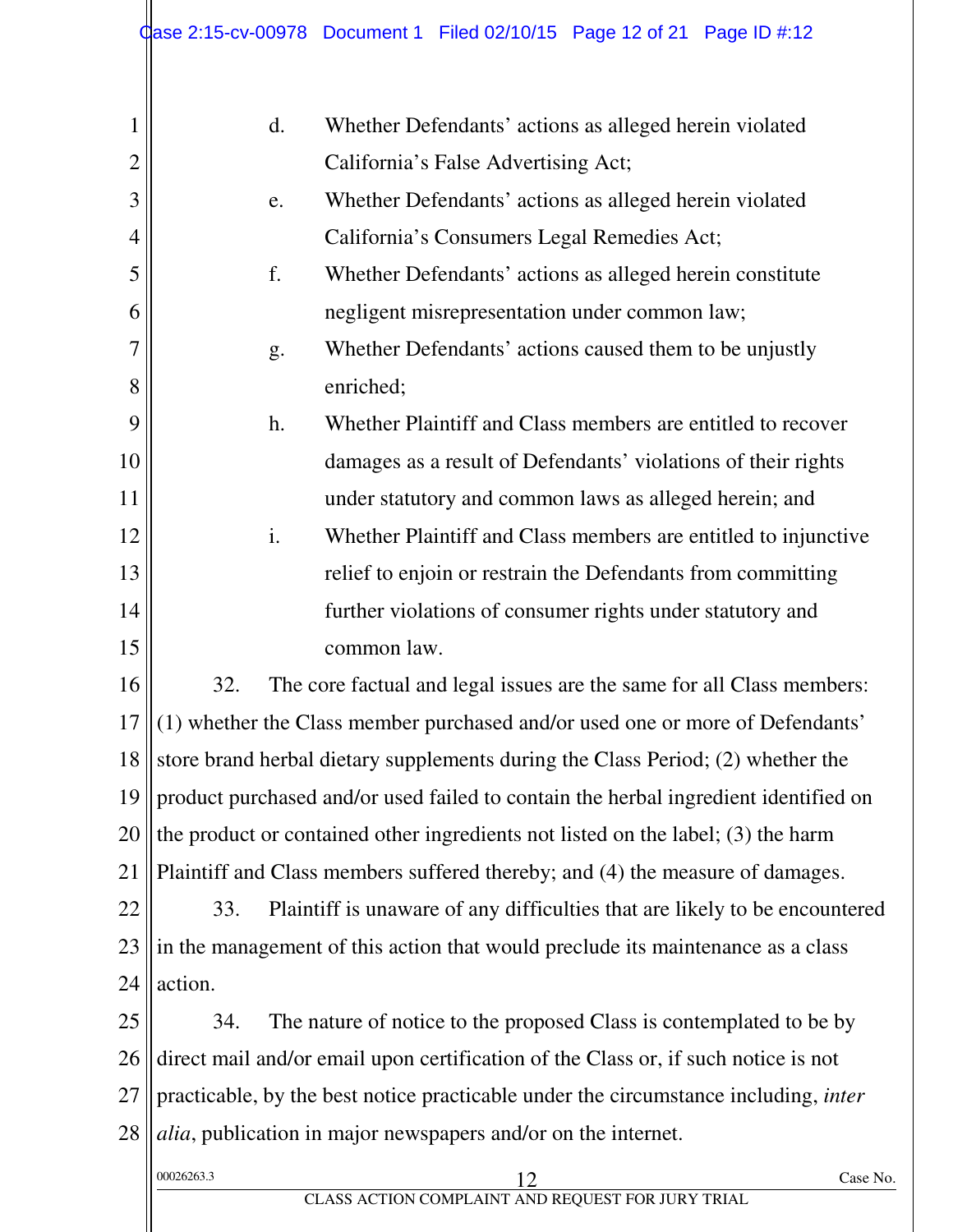d. Whether Defendants' actions as alleged herein violated California's False Advertising Act;

e. Whether Defendants' actions as alleged herein violated California's Consumers Legal Remedies Act;

f. Whether Defendants' actions as alleged herein constitute negligent misrepresentation under common law;

g. Whether Defendants' actions caused them to be unjustly enriched;

h. Whether Plaintiff and Class members are entitled to recover damages as a result of Defendants' violations of their rights under statutory and common laws as alleged herein; and

i. Whether Plaintiff and Class members are entitled to injunctive relief to enjoin or restrain the Defendants from committing further violations of consumer rights under statutory and common law.

32. The core factual and legal issues are the same for all Class members: (1) whether the Class member purchased and/or used one or more of Defendants' store brand herbal dietary supplements during the Class Period; (2) whether the product purchased and/or used failed to contain the herbal ingredient identified on the product or contained other ingredients not listed on the label; (3) the harm Plaintiff and Class members suffered thereby; and (4) the measure of damages.

33. Plaintiff is unaware of any difficulties that are likely to be encountered in the management of this action that would preclude its maintenance as a class action.

34. The nature of notice to the proposed Class is contemplated to be by direct mail and/or email upon certification of the Class or, if such notice is not practicable, by the best notice practicable under the circumstance including, *inter alia*, publication in major newspapers and/or on the internet.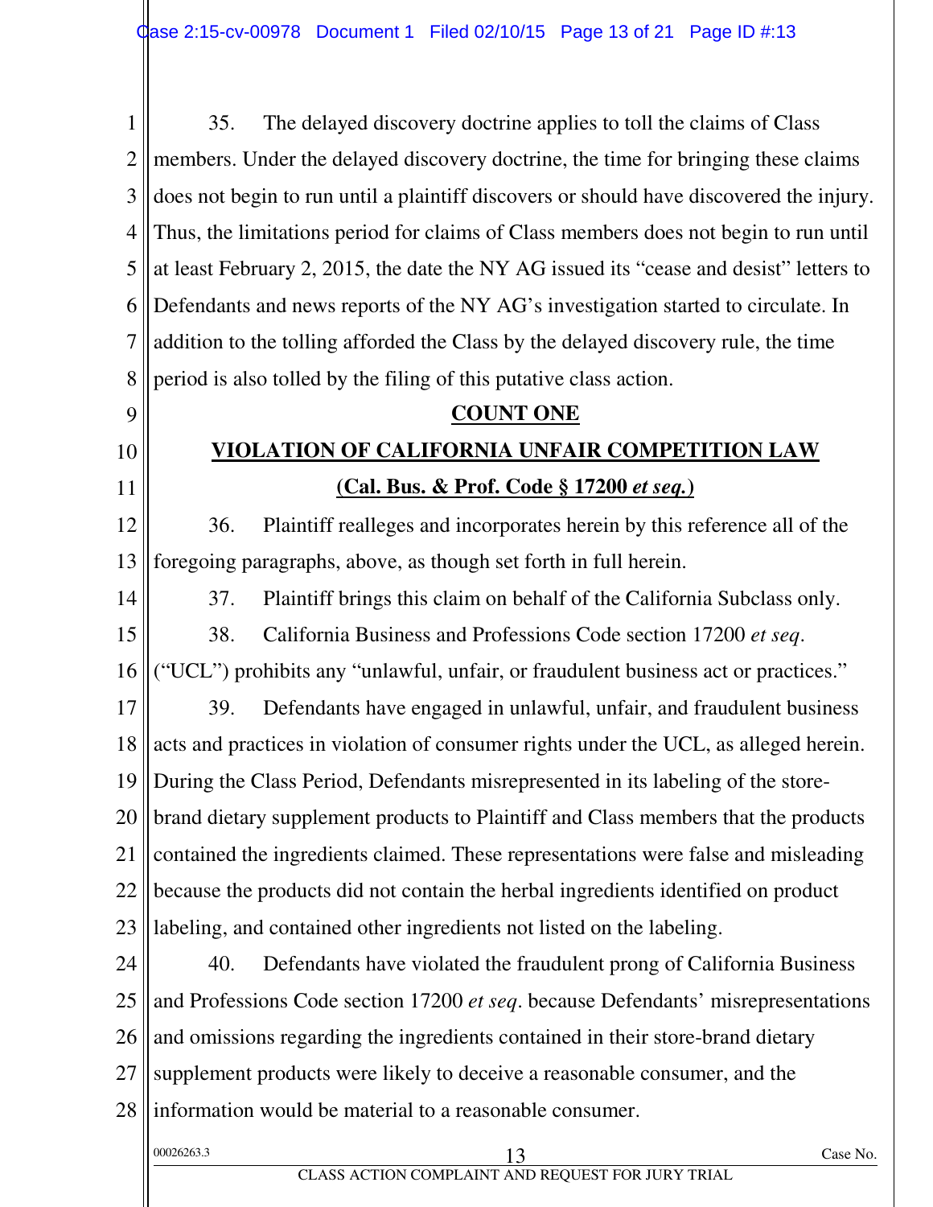35. The delayed discovery doctrine applies to toll the claims of Class members. Under the delayed discovery doctrine, the time for bringing these claims does not begin to run until a plaintiff discovers or should have discovered the injury. Thus, the limitations period for claims of Class members does not begin to run until at least February 2, 2015, the date the NY AG issued its "cease and desist" letters to Defendants and news reports of the NY AG's investigation started to circulate. In addition to the tolling afforded the Class by the delayed discovery rule, the time period is also tolled by the filing of this putative class action.

## COUNT ONE

## VIOLATION OF CALIFORNIA UNFAIR COMPETITION LAW

### (Cal. Bus. & Prof. Code § 17200 *et seq.*)

36. Plaintiff realleges and incorporates herein by this reference all of the foregoing paragraphs, above, as though set forth in full herein.

37. Plaintiff brings this claim on behalf of the California Subclass only.

38. California Business and Professions Code section 17200 *et seq*. ("UCL") prohibits any "unlawful, unfair, or fraudulent business act or practices."

39. Defendants have engaged in unlawful, unfair, and fraudulent business acts and practices in violation of consumer rights under the UCL, as alleged herein. During the Class Period, Defendants misrepresented in its labeling of the store-brand dietary supplement products to Plaintiff and Class members that the products contained the ingredients claimed. These representations were false and misleading because the products did not contain the herbal ingredients identified on product labeling, and contained other ingredients not listed on the labeling.

40. Defendants have violated the fraudulent prong of California Business and Professions Code section 17200 *et seq*. because Defendants' misrepresentations and omissions regarding the ingredients contained in their store-brand dietary supplement products were likely to deceive a reasonable consumer, and the information would be material to a reasonable consumer.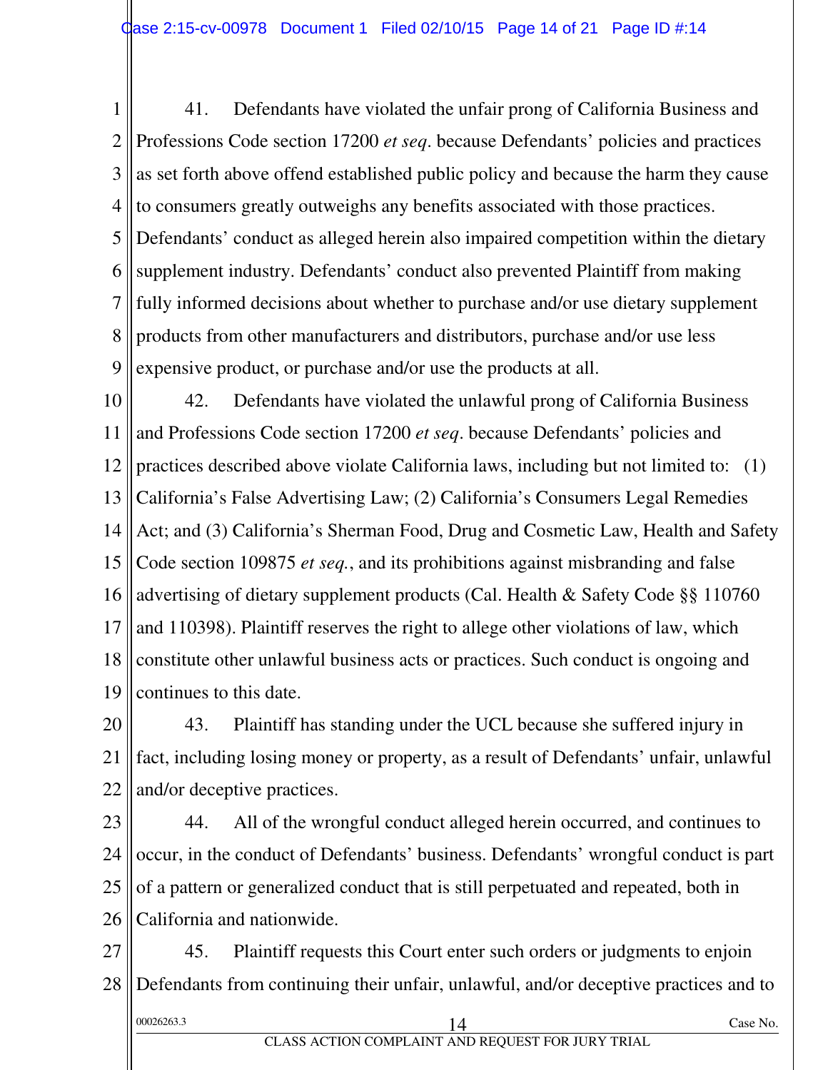41. Defendants have violated the unfair prong of California Business and Professions Code section 17200 *et seq*. because Defendants' policies and practices as set forth above offend established public policy and because the harm they cause to consumers greatly outweighs any benefits associated with those practices. Defendants' conduct as alleged herein also impaired competition within the dietary supplement industry. Defendants' conduct also prevented Plaintiff from making fully informed decisions about whether to purchase and/or use dietary supplement products from other manufacturers and distributors, purchase and/or use less expensive product, or purchase and/or use the products at all.

42. Defendants have violated the unlawful prong of California Business and Professions Code section 17200 *et seq*. because Defendants' policies and practices described above violate California laws, including but not limited to: (1) California's False Advertising Law; (2) California's Consumers Legal Remedies Act; and (3) California's Sherman Food, Drug and Cosmetic Law, Health and Safety Code section 109875 *et seq.*, and its prohibitions against misbranding and false advertising of dietary supplement products (Cal. Health & Safety Code §§ 110760 and 110398). Plaintiff reserves the right to allege other violations of law, which constitute other unlawful business acts or practices. Such conduct is ongoing and continues to this date.

43. Plaintiff has standing under the UCL because she suffered injury in fact, including losing money or property, as a result of Defendants' unfair, unlawful and/or deceptive practices.

44. All of the wrongful conduct alleged herein occurred, and continues to occur, in the conduct of Defendants' business. Defendants' wrongful conduct is part of a pattern or generalized conduct that is still perpetuated and repeated, both in California and nationwide.

45. Plaintiff requests this Court enter such orders or judgments to enjoin Defendants from continuing their unfair, unlawful, and/or deceptive practices and to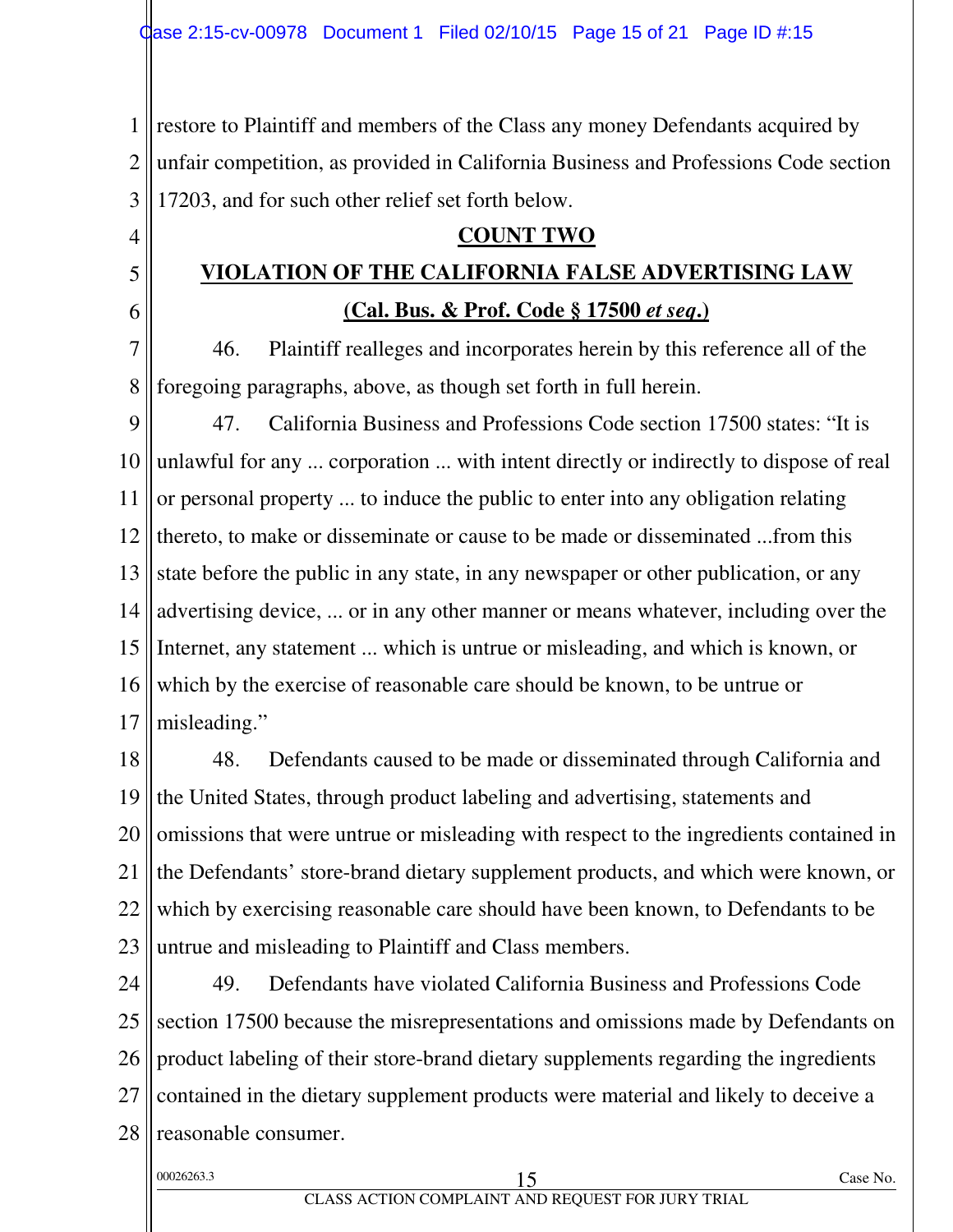restore to Plaintiff and members of the Class any money Defendants acquired by unfair competition, as provided in California Business and Professions Code section 17203, and for such other relief set forth below.

## COUNT TWO

## VIOLATION OF THE CALIFORNIA FALSE ADVERTISING LAW

### (Cal. Bus. & Prof. Code § 17500 *et seq.*)

46. Plaintiff realleges and incorporates herein by this reference all of the foregoing paragraphs, above, as though set forth in full herein.

47. California Business and Professions Code section 17500 states: "It is unlawful for any ... corporation ... with intent directly or indirectly to dispose of real or personal property ... to induce the public to enter into any obligation relating thereto, to make or disseminate or cause to be made or disseminated ...from this state before the public in any state, in any newspaper or other publication, or any advertising device, ... or in any other manner or means whatever, including over the Internet, any statement ... which is untrue or misleading, and which is known, or which by the exercise of reasonable care should be known, to be untrue or misleading."

48. Defendants caused to be made or disseminated through California and the United States, through product labeling and advertising, statements and omissions that were untrue or misleading with respect to the ingredients contained in the Defendants' store-brand dietary supplement products, and which were known, or which by exercising reasonable care should have been known, to Defendants to be untrue and misleading to Plaintiff and Class members.

49. Defendants have violated California Business and Professions Code section 17500 because the misrepresentations and omissions made by Defendants on product labeling of their store-brand dietary supplements regarding the ingredients contained in the dietary supplement products were material and likely to deceive a reasonable consumer.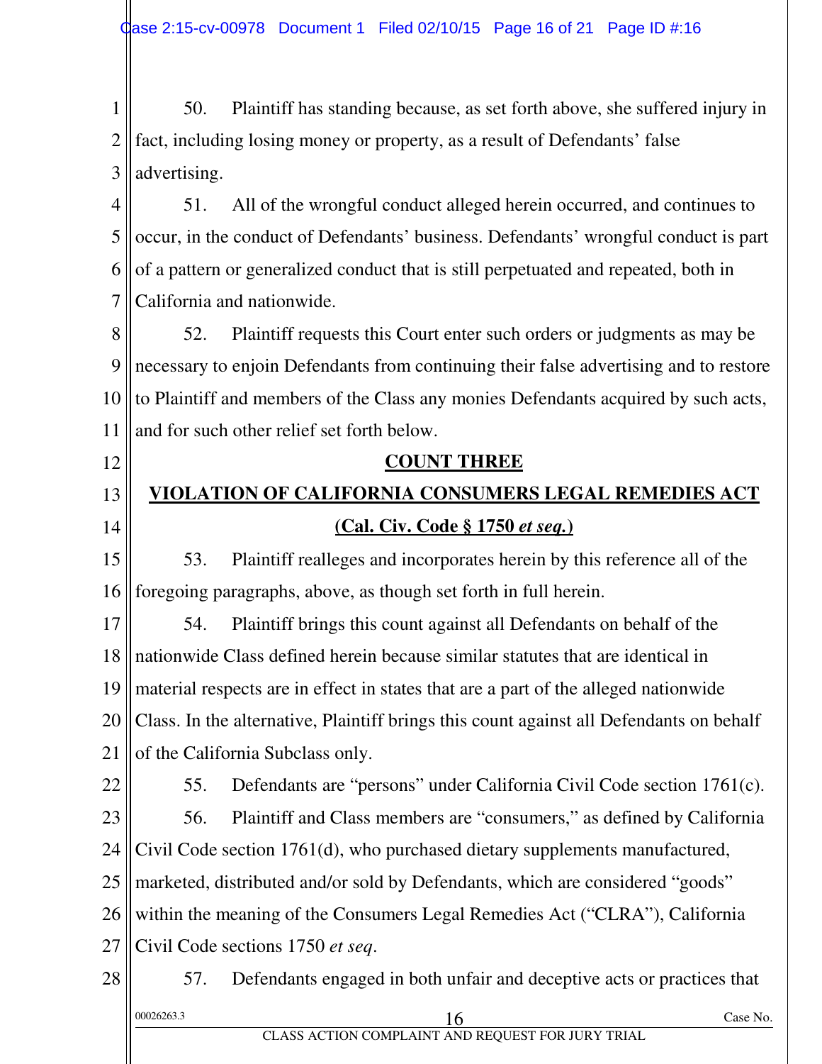50. Plaintiff has standing because, as set forth above, she suffered injury in fact, including losing money or property, as a result of Defendants' false advertising.

51. All of the wrongful conduct alleged herein occurred, and continues to occur, in the conduct of Defendants' business. Defendants' wrongful conduct is part of a pattern or generalized conduct that is still perpetuated and repeated, both in California and nationwide.

52. Plaintiff requests this Court enter such orders or judgments as may be necessary to enjoin Defendants from continuing their false advertising and to restore to Plaintiff and members of the Class any monies Defendants acquired by such acts, and for such other relief set forth below.

## COUNT THREE

## VIOLATION OF CALIFORNIA CONSUMERS LEGAL REMEDIES ACT

## (Cal. Civ. Code § 1750 *et seq.*)

53. Plaintiff realleges and incorporates herein by this reference all of the foregoing paragraphs, above, as though set forth in full herein.

54. Plaintiff brings this count against all Defendants on behalf of the nationwide Class defined herein because similar statutes that are identical in material respects are in effect in states that are a part of the alleged nationwide Class. In the alternative, Plaintiff brings this count against all Defendants on behalf of the California Subclass only.

55. Defendants are "persons" under California Civil Code section 1761(c).

56. Plaintiff and Class members are "consumers," as defined by California Civil Code section 1761(d), who purchased dietary supplements manufactured, marketed, distributed and/or sold by Defendants, which are considered "goods" within the meaning of the Consumers Legal Remedies Act ("CLRA"), California Civil Code sections 1750 *et seq*.

57. Defendants engaged in both unfair and deceptive acts or practices that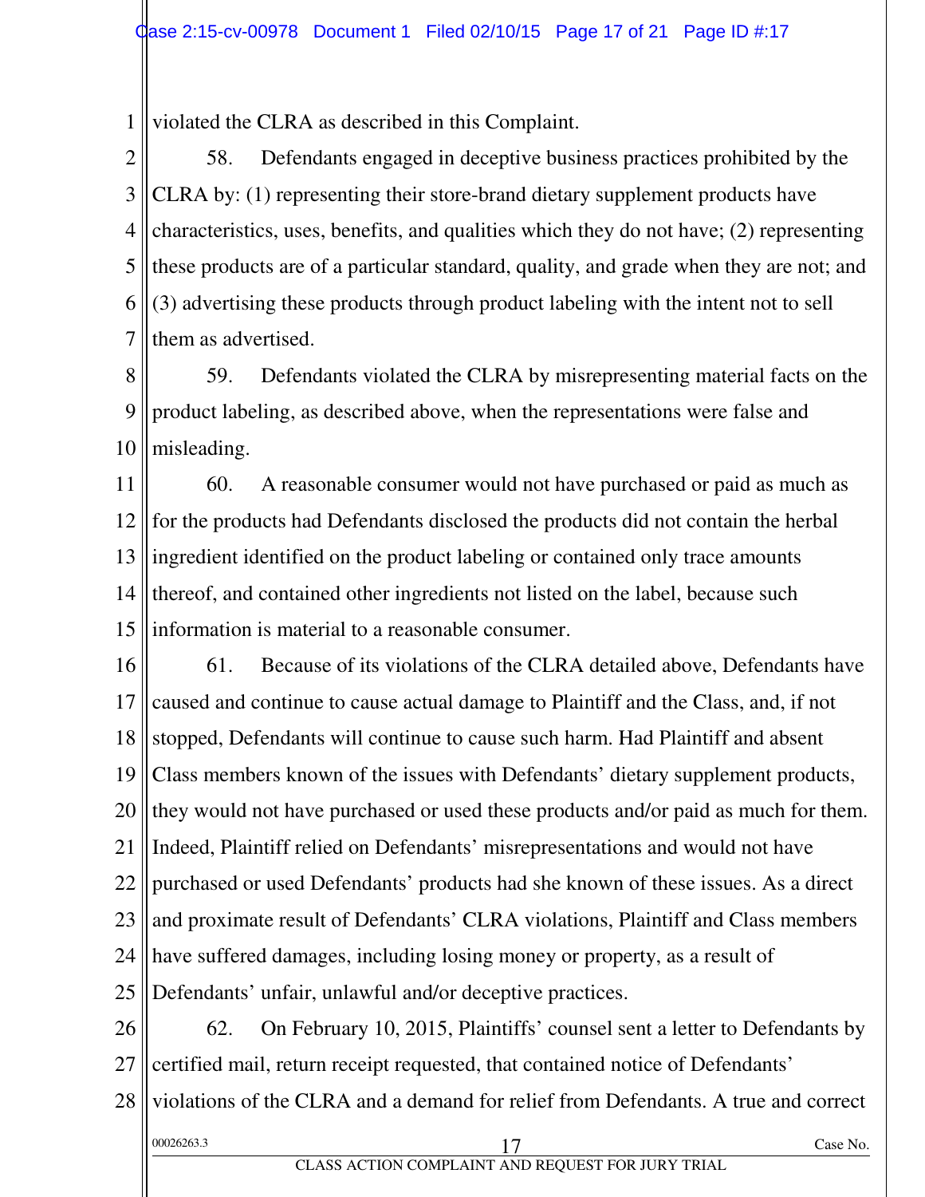violated the CLRA as described in this Complaint.

58. Defendants engaged in deceptive business practices prohibited by the CLRA by: (1) representing their store-brand dietary supplement products have characteristics, uses, benefits, and qualities which they do not have; (2) representing these products are of a particular standard, quality, and grade when they are not; and (3) advertising these products through product labeling with the intent not to sell them as advertised.

59. Defendants violated the CLRA by misrepresenting material facts on the product labeling, as described above, when the representations were false and misleading.

60. A reasonable consumer would not have purchased or paid as much as for the products had Defendants disclosed the products did not contain the herbal ingredient identified on the product labeling or contained only trace amounts thereof, and contained other ingredients not listed on the label, because such information is material to a reasonable consumer.

61. Because of its violations of the CLRA detailed above, Defendants have caused and continue to cause actual damage to Plaintiff and the Class, and, if not stopped, Defendants will continue to cause such harm. Had Plaintiff and absent Class members known of the issues with Defendants' dietary supplement products, they would not have purchased or used these products and/or paid as much for them. Indeed, Plaintiff relied on Defendants' misrepresentations and would not have purchased or used Defendants' products had she known of these issues. As a direct and proximate result of Defendants' CLRA violations, Plaintiff and Class members have suffered damages, including losing money or property, as a result of Defendants' unfair, unlawful and/or deceptive practices.

62. On February 10, 2015, Plaintiffs' counsel sent a letter to Defendants by certified mail, return receipt requested, that contained notice of Defendants' violations of the CLRA and a demand for relief from Defendants. A true and correct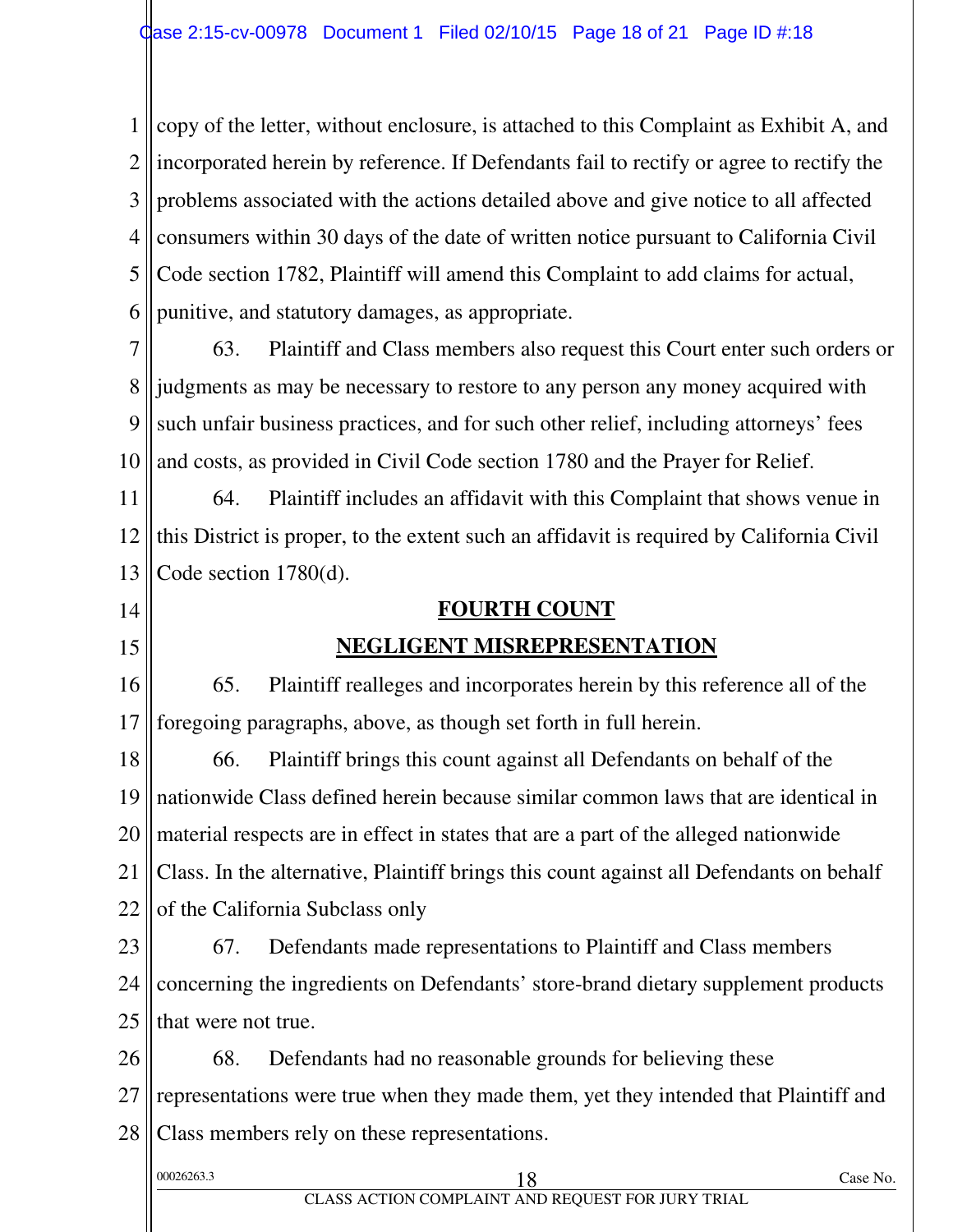copy of the letter, without enclosure, is attached to this Complaint as Exhibit A, and incorporated herein by reference. If Defendants fail to rectify or agree to rectify the problems associated with the actions detailed above and give notice to all affected consumers within 30 days of the date of written notice pursuant to California Civil Code section 1782, Plaintiff will amend this Complaint to add claims for actual, punitive, and statutory damages, as appropriate.

63. Plaintiff and Class members also request this Court enter such orders or judgments as may be necessary to restore to any person any money acquired with such unfair business practices, and for such other relief, including attorneys' fees and costs, as provided in Civil Code section 1780 and the Prayer for Relief.

64. Plaintiff includes an affidavit with this Complaint that shows venue in this District is proper, to the extent such an affidavit is required by California Civil Code section 1780(d).

## FOURTH COUNT

## NEGLIGENT MISREPRESENTATION

65. Plaintiff realleges and incorporates herein by this reference all of the foregoing paragraphs, above, as though set forth in full herein.

66. Plaintiff brings this count against all Defendants on behalf of the nationwide Class defined herein because similar common laws that are identical in material respects are in effect in states that are a part of the alleged nationwide Class. In the alternative, Plaintiff brings this count against all Defendants on behalf of the California Subclass only

67. Defendants made representations to Plaintiff and Class members concerning the ingredients on Defendants' store-brand dietary supplement products that were not true.

68. Defendants had no reasonable grounds for believing these representations were true when they made them, yet they intended that Plaintiff and Class members rely on these representations.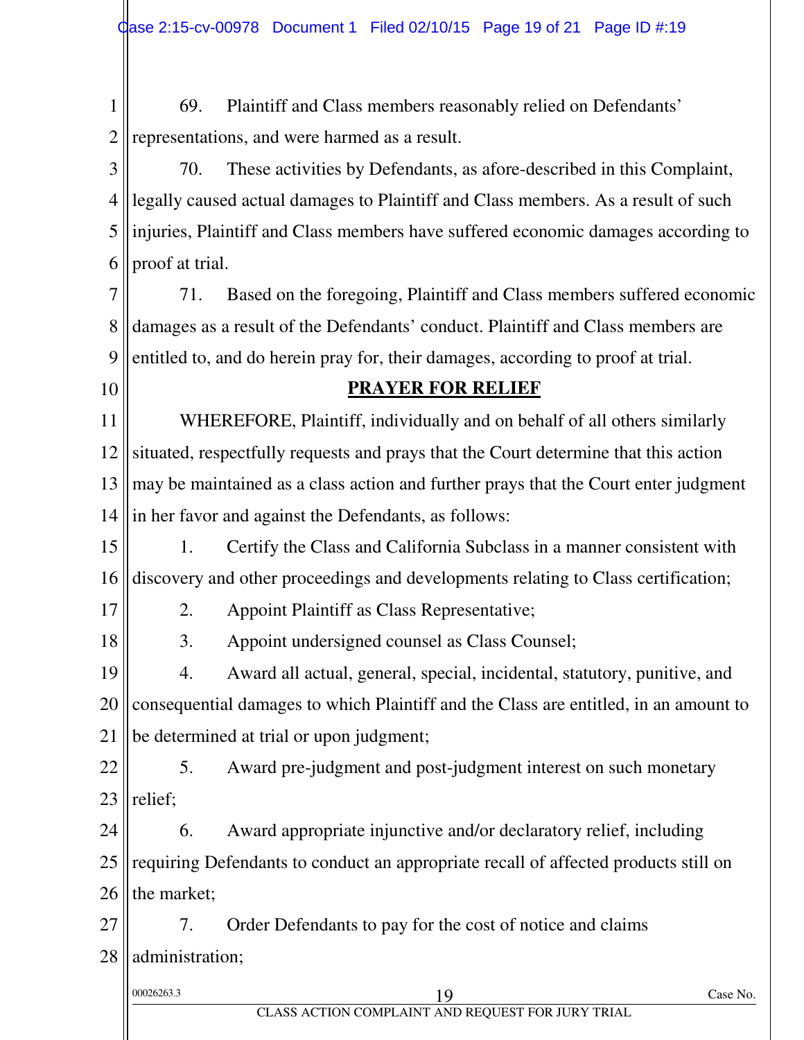69. Plaintiff and Class members reasonably relied on Defendants' representations, and were harmed as a result.

70. These activities by Defendants, as afore-described in this Complaint, legally caused actual damages to Plaintiff and Class members. As a result of such injuries, Plaintiff and Class members have suffered economic damages according to proof at trial.

71. Based on the foregoing, Plaintiff and Class members suffered economic damages as a result of the Defendants' conduct. Plaintiff and Class members are entitled to, and do herein pray for, their damages, according to proof at trial.

## PRAYER FOR RELIEF

WHEREFORE, Plaintiff, individually and on behalf of all others similarly situated, respectfully requests and prays that the Court determine that this action may be maintained as a class action and further prays that the Court enter judgment in her favor and against the Defendants, as follows:

1. Certify the Class and California Subclass in a manner consistent with discovery and other proceedings and developments relating to Class certification;

2. Appoint Plaintiff as Class Representative;

3. Appoint undersigned counsel as Class Counsel;

4. Award all actual, general, special, incidental, statutory, punitive, and consequential damages to which Plaintiff and the Class are entitled, in an amount to be determined at trial or upon judgment;

5. Award pre-judgment and post-judgment interest on such monetary relief;

6. Award appropriate injunctive and/or declaratory relief, including requiring Defendants to conduct an appropriate recall of affected products still on the market;

7. Order Defendants to pay for the cost of notice and claims administration;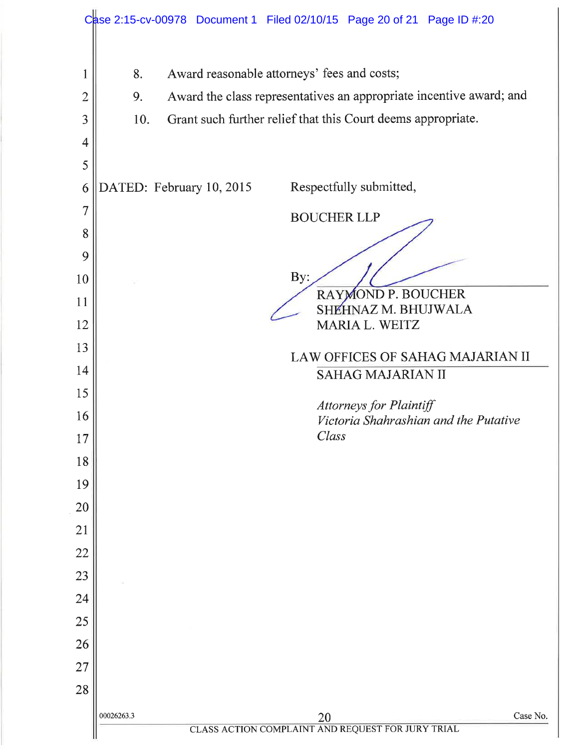8. Award reasonable attorneys' fees and costs;

9. Award the class representatives an appropriate incentive award; and

10. Grant such further relief that this Court deems appropriate.

DATED: February 10, 2015

Respectfully submitted,

BOUCHER LLP

By: ______________________________
RAYMOND P. BOUCHER
SHEHNAZ M. BHUJWALA
MARIA L. WEITZ

LAW OFFICES OF SAHAG MAJARIAN II
SAHAG MAJARIAN II

*Attorneys for Plaintiff Victoria Shahrashian and the Putative Class*

00026263.3

CLASS ACTION COMPLAINT AND REQUEST FOR JURY TRIAL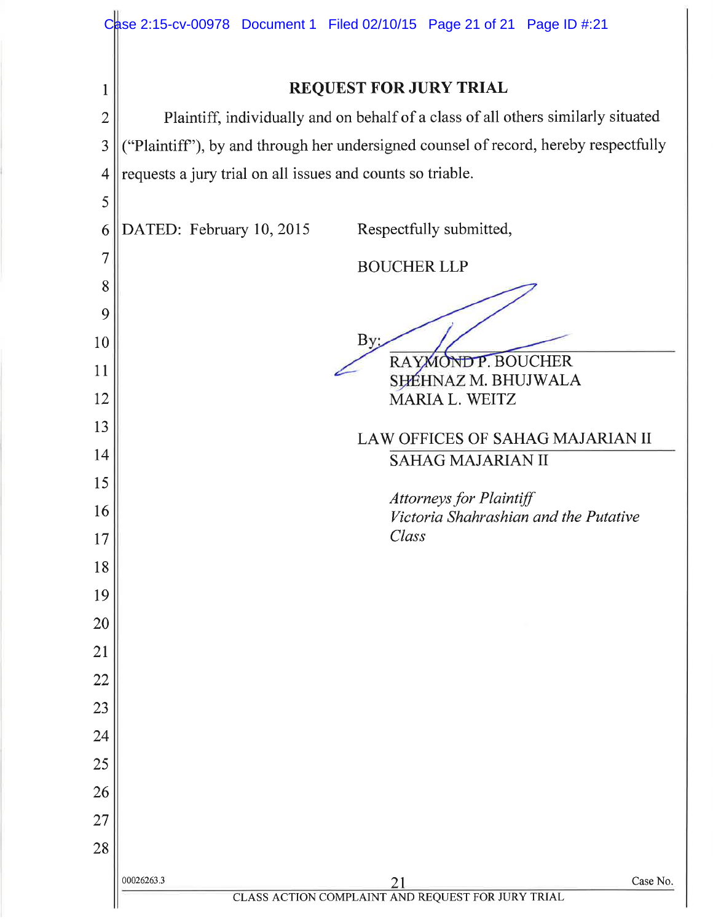## REQUEST FOR JURY TRIAL

Plaintiff, individually and on behalf of a class of all others similarly situated ("Plaintiff"), by and through her undersigned counsel of record, hereby respectfully requests a jury trial on all issues and counts so triable.

DATED: February 10, 2015

Respectfully submitted,

BOUCHER LLP

By: ______________________
RAYMOND P. BOUCHER
SHEHNAZ M. BHUJWALA
MARIA L. WEITZ

LAW OFFICES OF SAHAG MAJARIAN II
SAHAG MAJARIAN II

*Attorneys for Plaintiff*
*Victoria Shahrashian and the Putative Class*

00026263.3

CLASS ACTION COMPLAINT AND REQUEST FOR JURY TRIAL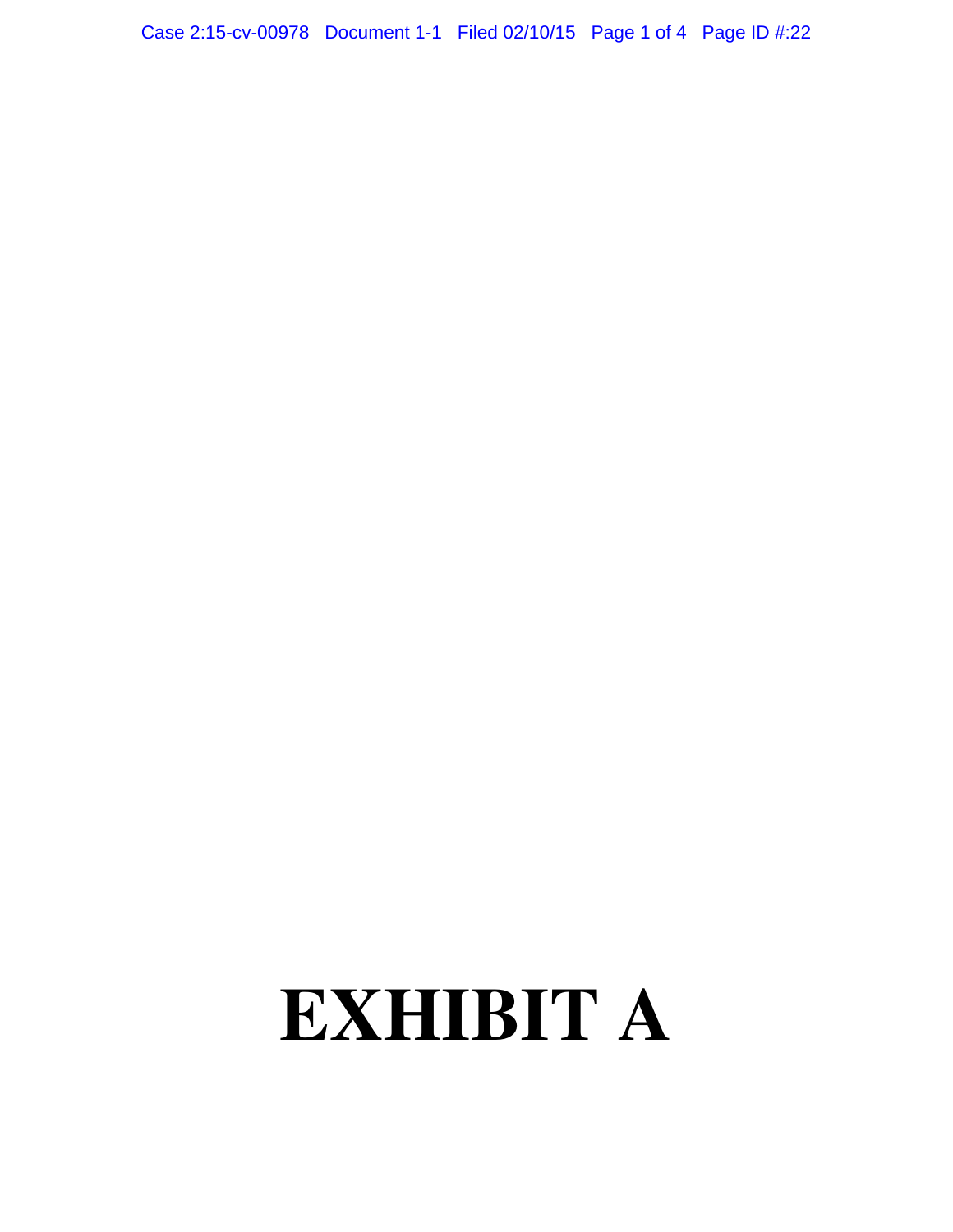# EXHIBIT A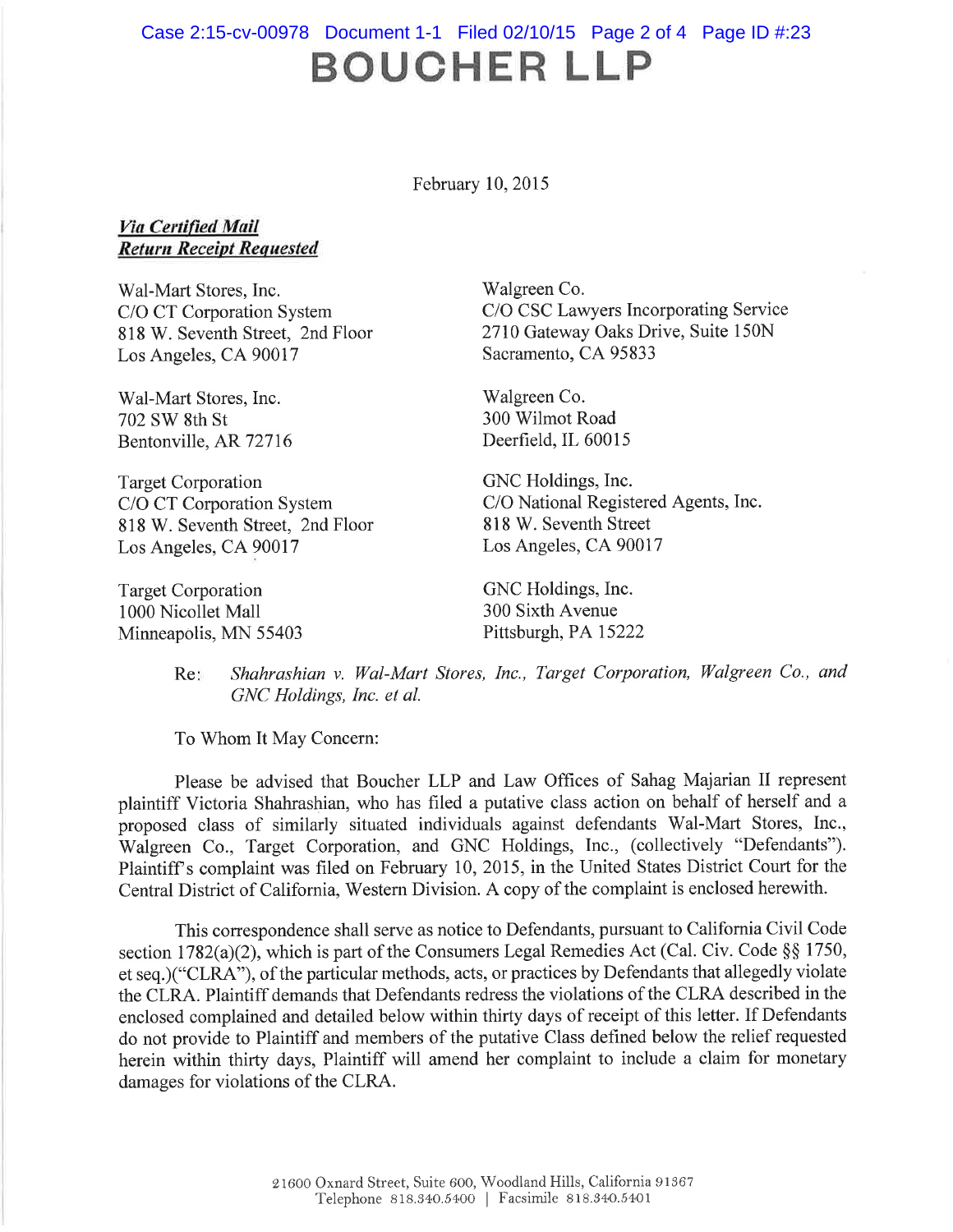# BOUCHER LLP

February 10, 2015

***Via Certified Mail***
***Return Receipt Requested***

Wal-Mart Stores, Inc.
C/O CT Corporation System
818 W. Seventh Street, 2nd Floor
Los Angeles, CA 90017

Wal-Mart Stores, Inc.
702 SW 8th St
Bentonville, AR 72716

Target Corporation
C/O CT Corporation System
818 W. Seventh Street, 2nd Floor
Los Angeles, CA 90017

Target Corporation
1000 Nicollet Mall
Minneapolis, MN 55403

Walgreen Co.
C/O CSC Lawyers Incorporating Service
2710 Gateway Oaks Drive, Suite 150N
Sacramento, CA 95833

Walgreen Co.
300 Wilmot Road
Deerfield, IL 60015

GNC Holdings, Inc.
C/O National Registered Agents, Inc.
818 W. Seventh Street
Los Angeles, CA 90017

GNC Holdings, Inc.
300 Sixth Avenue
Pittsburgh, PA 15222

Re: *Shahrashian v. Wal-Mart Stores, Inc., Target Corporation, Walgreen Co., and GNC Holdings, Inc. et al.*

To Whom It May Concern:

Please be advised that Boucher LLP and Law Offices of Sahag Majarian II represent plaintiff Victoria Shahrashian, who has filed a putative class action on behalf of herself and a proposed class of similarly situated individuals against defendants Wal-Mart Stores, Inc., Walgreen Co., Target Corporation, and GNC Holdings, Inc., (collectively "Defendants"). Plaintiff's complaint was filed on February 10, 2015, in the United States District Court for the Central District of California, Western Division. A copy of the complaint is enclosed herewith.

This correspondence shall serve as notice to Defendants, pursuant to California Civil Code section 1782(a)(2), which is part of the Consumers Legal Remedies Act (Cal. Civ. Code §§ 1750, et seq.)("CLRA"), of the particular methods, acts, or practices by Defendants that allegedly violate the CLRA. Plaintiff demands that Defendants redress the violations of the CLRA described in the enclosed complained and detailed below within thirty days of receipt of this letter. If Defendants do not provide to Plaintiff and members of the putative Class defined below the relief requested herein within thirty days, Plaintiff will amend her complaint to include a claim for monetary damages for violations of the CLRA.

21600 Oxnard Street, Suite 600, Woodland Hills, California 91367
Telephone 818.340.5400 | Facsimile 818.340.5401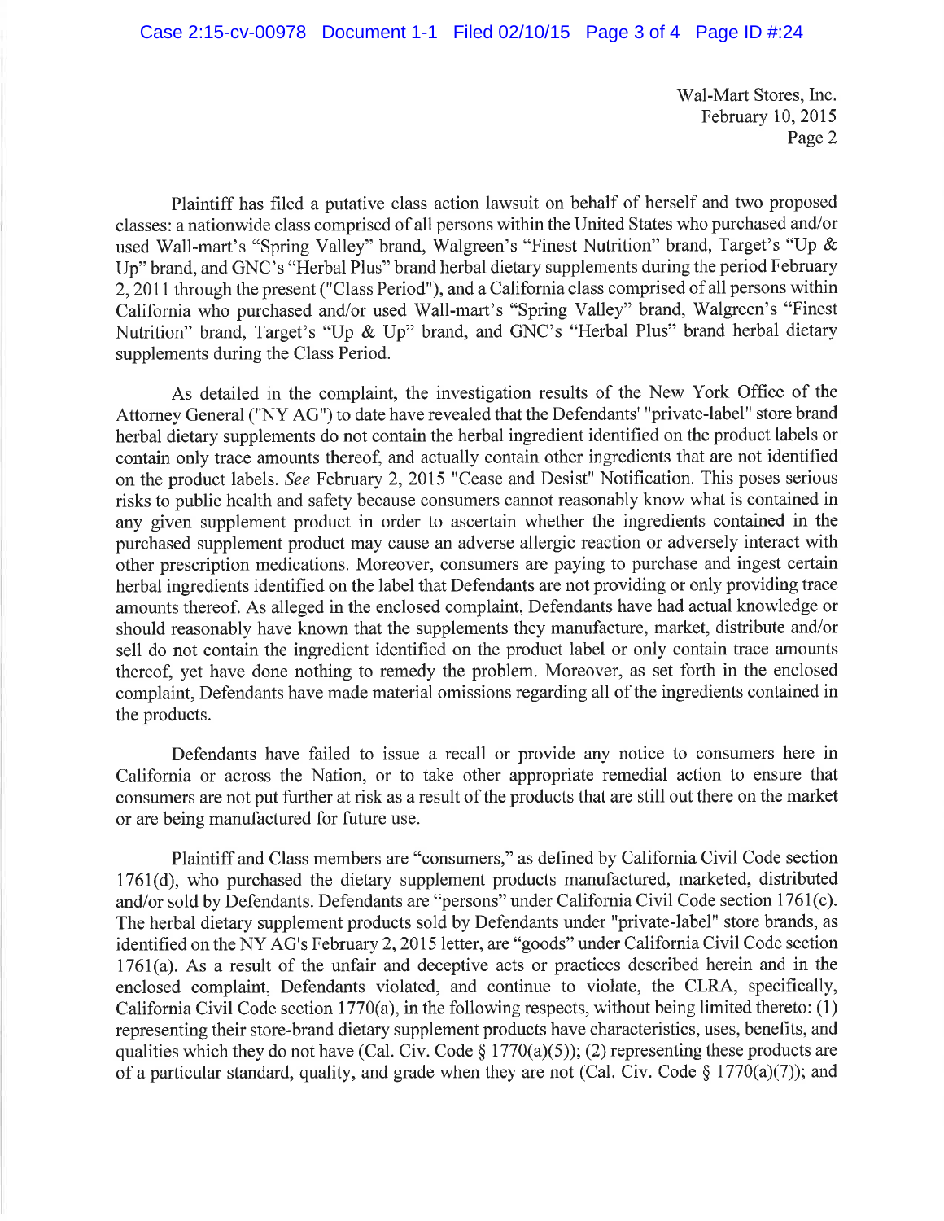Wal-Mart Stores, Inc.
February 10, 2015
Page 2

Plaintiff has filed a putative class action lawsuit on behalf of herself and two proposed classes: a nationwide class comprised of all persons within the United States who purchased and/or used Wall-mart's "Spring Valley" brand, Walgreen's "Finest Nutrition" brand, Target's "Up & Up" brand, and GNC's "Herbal Plus" brand herbal dietary supplements during the period February 2, 2011 through the present ("Class Period"), and a California class comprised of all persons within California who purchased and/or used Wall-mart's "Spring Valley" brand, Walgreen's "Finest Nutrition" brand, Target's "Up & Up" brand, and GNC's "Herbal Plus" brand herbal dietary supplements during the Class Period.

As detailed in the complaint, the investigation results of the New York Office of the Attorney General ("NY AG") to date have revealed that the Defendants' "private-label" store brand herbal dietary supplements do not contain the herbal ingredient identified on the product labels or contain only trace amounts thereof, and actually contain other ingredients that are not identified on the product labels. *See* February 2, 2015 "Cease and Desist" Notification. This poses serious risks to public health and safety because consumers cannot reasonably know what is contained in any given supplement product in order to ascertain whether the ingredients contained in the purchased supplement product may cause an adverse allergic reaction or adversely interact with other prescription medications. Moreover, consumers are paying to purchase and ingest certain herbal ingredients identified on the label that Defendants are not providing or only providing trace amounts thereof. As alleged in the enclosed complaint, Defendants have had actual knowledge or should reasonably have known that the supplements they manufacture, market, distribute and/or sell do not contain the ingredient identified on the product label or only contain trace amounts thereof, yet have done nothing to remedy the problem. Moreover, as set forth in the enclosed complaint, Defendants have made material omissions regarding all of the ingredients contained in the products.

Defendants have failed to issue a recall or provide any notice to consumers here in California or across the Nation, or to take other appropriate remedial action to ensure that consumers are not put further at risk as a result of the products that are still out there on the market or are being manufactured for future use.

Plaintiff and Class members are "consumers," as defined by California Civil Code section 1761(d), who purchased the dietary supplement products manufactured, marketed, distributed and/or sold by Defendants. Defendants are "persons" under California Civil Code section 1761(c). The herbal dietary supplement products sold by Defendants under "private-label" store brands, as identified on the NY AG's February 2, 2015 letter, are "goods" under California Civil Code section 1761(a). As a result of the unfair and deceptive acts or practices described herein and in the enclosed complaint, Defendants violated, and continue to violate, the CLRA, specifically, California Civil Code section 1770(a), in the following respects, without being limited thereto: (1) representing their store-brand dietary supplement products have characteristics, uses, benefits, and qualities which they do not have (Cal. Civ. Code § 1770(a)(5)); (2) representing these products are of a particular standard, quality, and grade when they are not (Cal. Civ. Code § 1770(a)(7)); and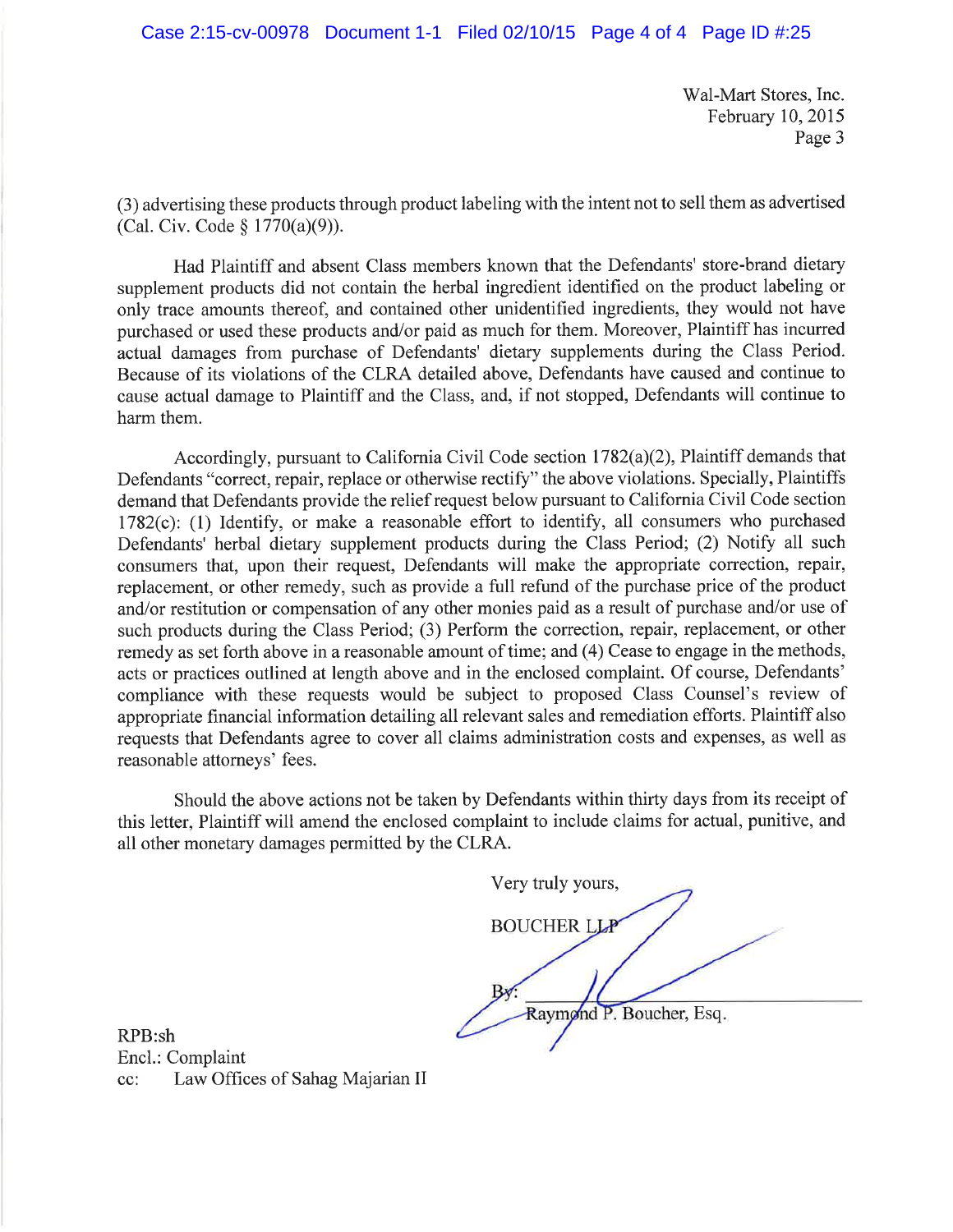Wal-Mart Stores, Inc.
February 10, 2015

(3) advertising these products through product labeling with the intent not to sell them as advertised (Cal. Civ. Code § 1770(a)(9)).

Had Plaintiff and absent Class members known that the Defendants' store-brand dietary supplement products did not contain the herbal ingredient identified on the product labeling or only trace amounts thereof, and contained other unidentified ingredients, they would not have purchased or used these products and/or paid as much for them. Moreover, Plaintiff has incurred actual damages from purchase of Defendants' dietary supplements during the Class Period. Because of its violations of the CLRA detailed above, Defendants have caused and continue to cause actual damage to Plaintiff and the Class, and, if not stopped, Defendants will continue to harm them.

Accordingly, pursuant to California Civil Code section 1782(a)(2), Plaintiff demands that Defendants "correct, repair, replace or otherwise rectify" the above violations. Specially, Plaintiffs demand that Defendants provide the relief request below pursuant to California Civil Code section 1782(c): (1) Identify, or make a reasonable effort to identify, all consumers who purchased Defendants' herbal dietary supplement products during the Class Period; (2) Notify all such consumers that, upon their request, Defendants will make the appropriate correction, repair, replacement, or other remedy, such as provide a full refund of the purchase price of the product and/or restitution or compensation of any other monies paid as a result of purchase and/or use of such products during the Class Period; (3) Perform the correction, repair, replacement, or other remedy as set forth above in a reasonable amount of time; and (4) Cease to engage in the methods, acts or practices outlined at length above and in the enclosed complaint. Of course, Defendants' compliance with these requests would be subject to proposed Class Counsel's review of appropriate financial information detailing all relevant sales and remediation efforts. Plaintiff also requests that Defendants agree to cover all claims administration costs and expenses, as well as reasonable attorneys' fees.

Should the above actions not be taken by Defendants within thirty days from its receipt of this letter, Plaintiff will amend the enclosed complaint to include claims for actual, punitive, and all other monetary damages permitted by the CLRA.

Very truly yours,

BOUCHER LLP

By: ____________________
Raymond P. Boucher, Esq.

RPB:sh
Encl.: Complaint
cc: Law Offices of Sahag Majarian II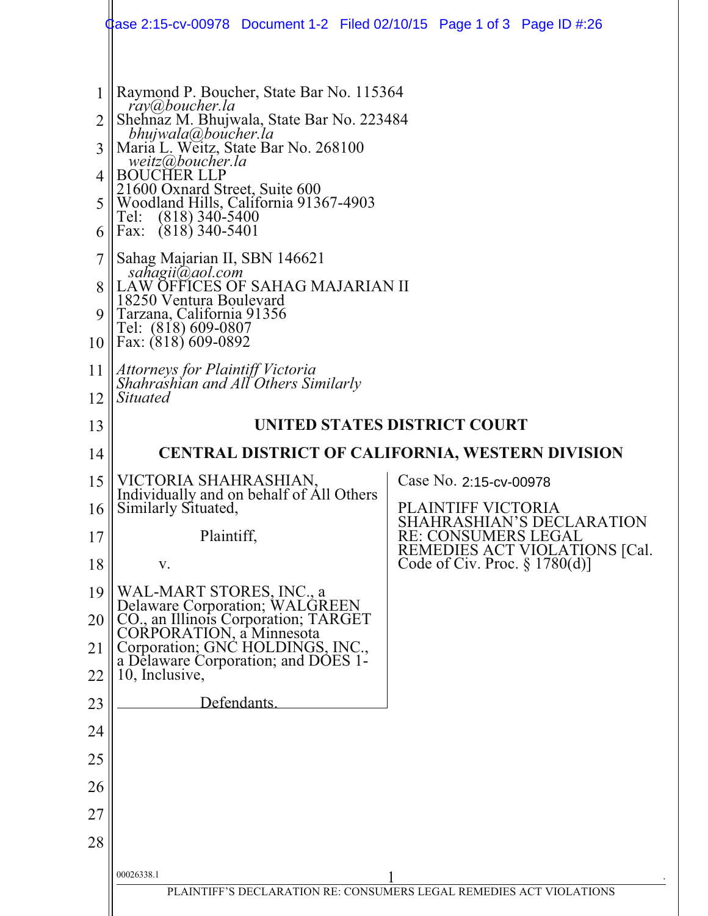Raymond P. Boucher, State Bar No. 115364
*ray@boucher.la*
Shehnaz M. Bhujwala, State Bar No. 223484
*bhujwala@boucher.la*
Maria L. Weitz, State Bar No. 268100
*weitz@boucher.la*
BOUCHER LLP
21600 Oxnard Street, Suite 600
Woodland Hills, California 91367-4903
Tel: (818) 340-5400
Fax: (818) 340-5401

Sahag Majarian II, SBN 146621
*sahagii@aol.com*
LAW OFFICES OF SAHAG MAJARIAN II
18250 Ventura Boulevard
Tarzana, California 91356
Tel: (818) 609-0807
Fax: (818) 609-0892

*Attorneys for Plaintiff Victoria Shahrashian and All Others Similarly Situated*

**UNITED STATES DISTRICT COURT**

**CENTRAL DISTRICT OF CALIFORNIA, WESTERN DIVISION**

VICTORIA SHAHRASHIAN, Individually and on behalf of All Others Similarly Situated,

Plaintiff,

v.

WAL-MART STORES, INC., a Delaware Corporation; WALGREEN CO., an Illinois Corporation; TARGET CORPORATION, a Minnesota Corporation; GNC HOLDINGS, INC., a Delaware Corporation; and DOES 1-10, Inclusive,

Defendants.

Case No. 2:15-cv-00978

PLAINTIFF VICTORIA SHAHRASHIAN'S DECLARATION RE: CONSUMERS LEGAL REMEDIES ACT VIOLATIONS [Cal. Code of Civ. Proc. § 1780(d)]

00026338.1

PLAINTIFF'S DECLARATION RE: CONSUMERS LEGAL REMEDIES ACT VIOLATIONS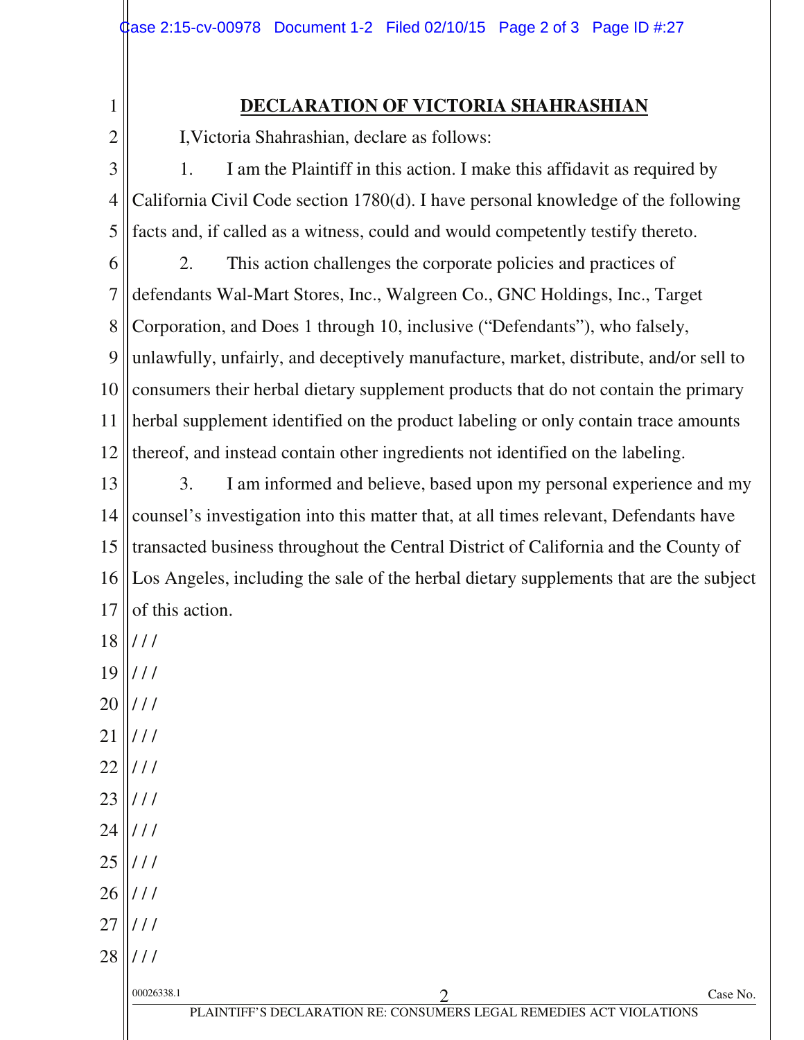# DECLARATION OF VICTORIA SHAHRASHIAN

I,Victoria Shahrashian, declare as follows:

1. I am the Plaintiff in this action. I make this affidavit as required by California Civil Code section 1780(d). I have personal knowledge of the following facts and, if called as a witness, could and would competently testify thereto.

2. This action challenges the corporate policies and practices of defendants Wal-Mart Stores, Inc., Walgreen Co., GNC Holdings, Inc., Target Corporation, and Does 1 through 10, inclusive ("Defendants"), who falsely, unlawfully, unfairly, and deceptively manufacture, market, distribute, and/or sell to consumers their herbal dietary supplement products that do not contain the primary herbal supplement identified on the product labeling or only contain trace amounts thereof, and instead contain other ingredients not identified on the labeling.

3. I am informed and believe, based upon my personal experience and my counsel's investigation into this matter that, at all times relevant, Defendants have transacted business throughout the Central District of California and the County of Los Angeles, including the sale of the herbal dietary supplements that are the subject of this action.

/ / /

/ / /

/ / /

/ / /

/ / /

/ / /

/ / /

/ / /

/ / /

/ / /

/ / /

00026338.1

Case No.

PLAINTIFF'S DECLARATION RE: CONSUMERS LEGAL REMEDIES ACT VIOLATIONS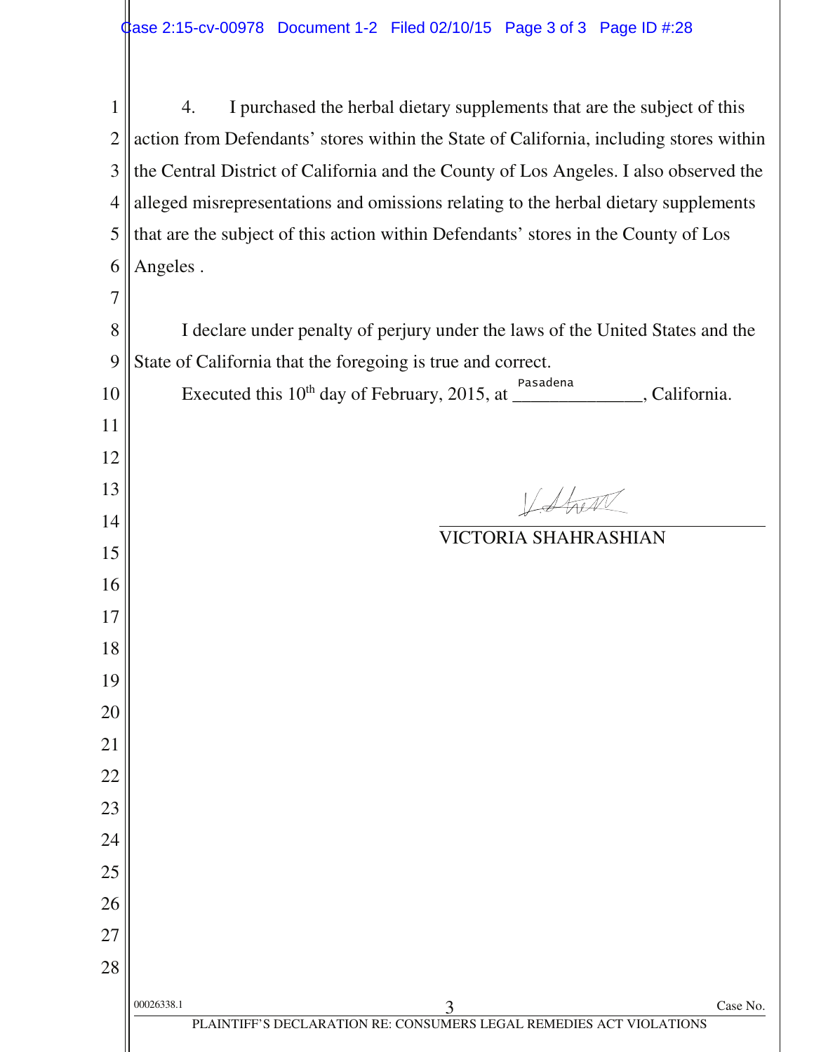4. I purchased the herbal dietary supplements that are the subject of this action from Defendants' stores within the State of California, including stores within the Central District of California and the County of Los Angeles. I also observed the alleged misrepresentations and omissions relating to the herbal dietary supplements that are the subject of this action within Defendants' stores in the County of Los Angeles .

I declare under penalty of perjury under the laws of the United States and the State of California that the foregoing is true and correct.

Executed this 10th day of February, 2015, at Pasadena, California.

VICTORIA SHAHRASHIAN

PLAINTIFF'S DECLARATION RE: CONSUMERS LEGAL REMEDIES ACT VIOLATIONS